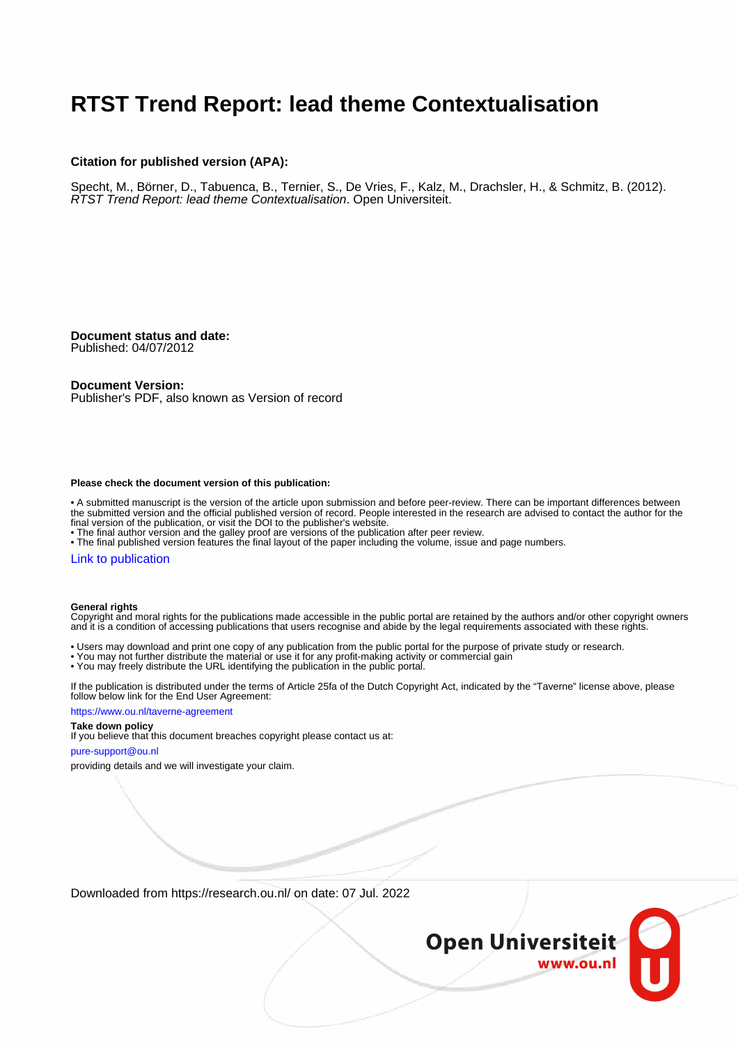# RTST Trend Report: lead theme Contextualisation

**Citation for published version (APA):**

Specht, M., Börner, D., Tabuenca, B., Ternier, S., De Vries, F., Kalz, M., Drachsler, H., & Schmitz, B. (2012). *RTST Trend Report: lead theme Contextualisation*. Open Universiteit.

**Document status and date:**
Published: 04/07/2012

**Document Version:**
Publisher's PDF, also known as Version of record

**Please check the document version of this publication:**

• A submitted manuscript is the version of the article upon submission and before peer-review. There can be important differences between the submitted version and the official published version of record. People interested in the research are advised to contact the author for the final version of the publication, or visit the DOI to the publisher's website.
• The final author version and the galley proof are versions of the publication after peer review.
• The final published version features the final layout of the paper including the volume, issue and page numbers.

Link to publication

**General rights**
Copyright and moral rights for the publications made accessible in the public portal are retained by the authors and/or other copyright owners and it is a condition of accessing publications that users recognise and abide by the legal requirements associated with these rights.

• Users may download and print one copy of any publication from the public portal for the purpose of private study or research.
• You may not further distribute the material or use it for any profit-making activity or commercial gain
• You may freely distribute the URL identifying the publication in the public portal.

If the publication is distributed under the terms of Article 25fa of the Dutch Copyright Act, indicated by the "Taverne" license above, please follow below link for the End User Agreement:

https://www.ou.nl/taverne-agreement

**Take down policy**
If you believe that this document breaches copyright please contact us at:

pure-support@ou.nl

providing details and we will investigate your claim.

Downloaded from https://research.ou.nl/ on date: 07 Jul. 2022

Open Universiteit
www.ou.nl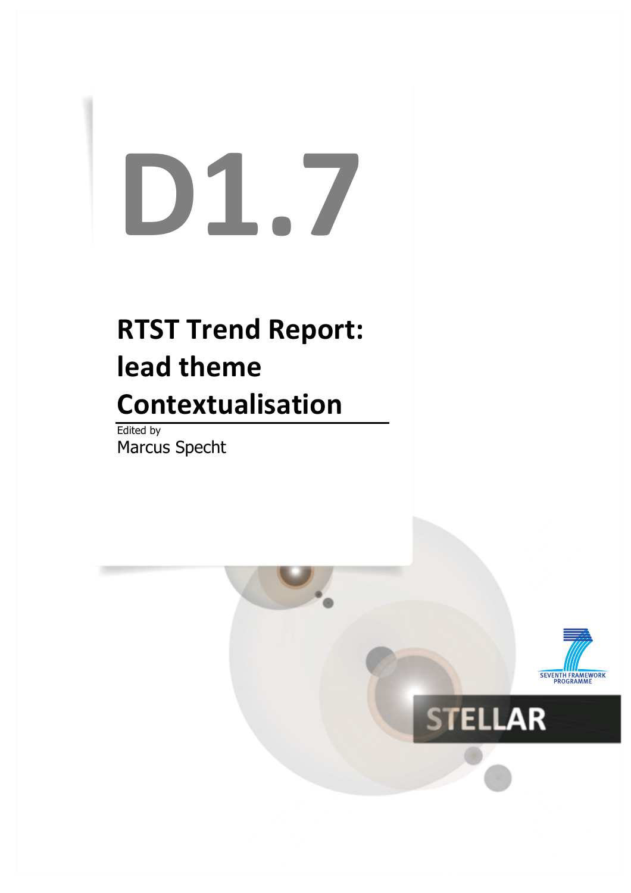# D1.7

## RTST Trend Report: lead theme Contextualisation

Edited by

Marcus Specht

SEVENTH FRAMEWORK PROGRAMME

STELLAR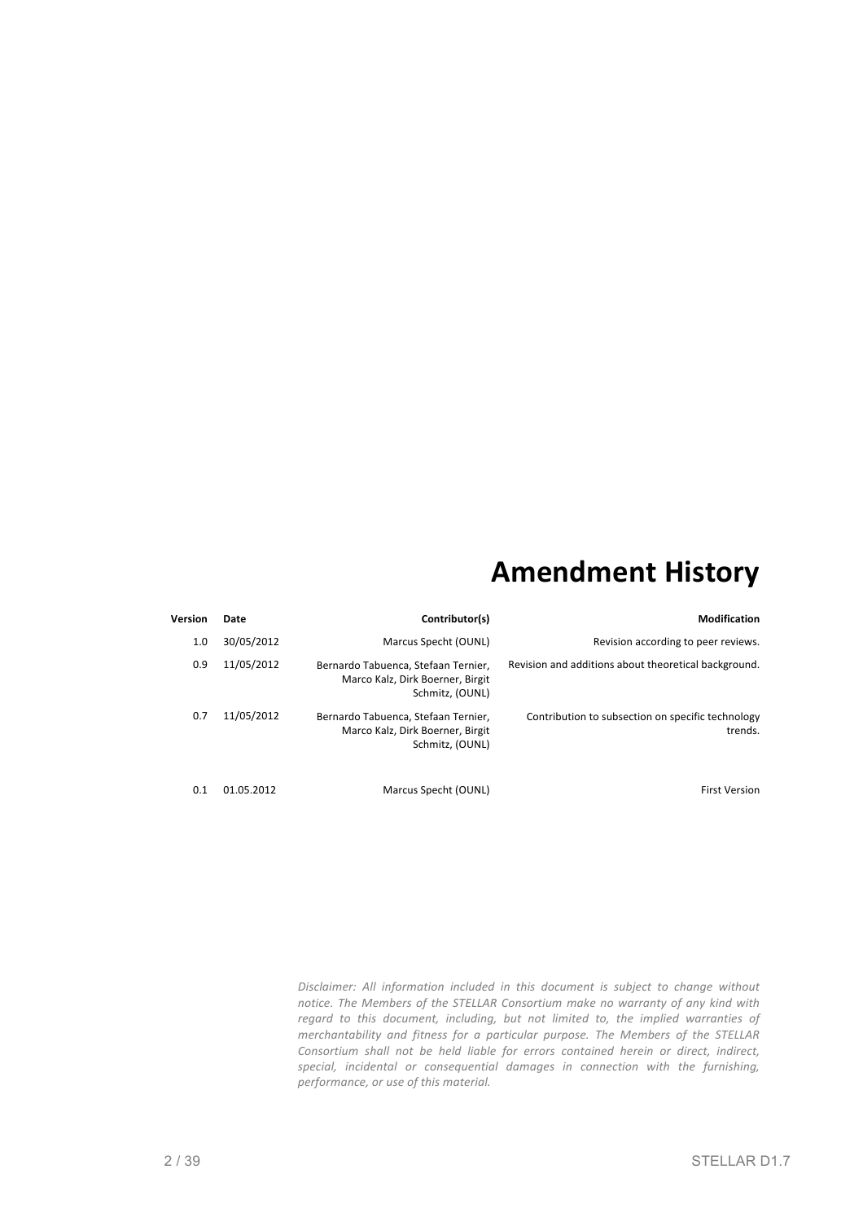# Amendment History

| Version | Date | Contributor(s) | Modification |
|---|---|---|---|
| 1.0 | 30/05/2012 | Marcus Specht (OUNL) | Revision according to peer reviews. |
| 0.9 | 11/05/2012 | Bernardo Tabuenca, Stefaan Ternier, Marco Kalz, Dirk Boerner, Birgit Schmitz, (OUNL) | Revision and additions about theoretical background. |
| 0.7 | 11/05/2012 | Bernardo Tabuenca, Stefaan Ternier, Marco Kalz, Dirk Boerner, Birgit Schmitz, (OUNL) | Contribution to subsection on specific technology trends. |
| 0.1 | 01.05.2012 | Marcus Specht (OUNL) | First Version |

*Disclaimer: All information included in this document is subject to change without notice. The Members of the STELLAR Consortium make no warranty of any kind with regard to this document, including, but not limited to, the implied warranties of merchantability and fitness for a particular purpose. The Members of the STELLAR Consortium shall not be held liable for errors contained herein or direct, indirect, special, incidental or consequential damages in connection with the furnishing, performance, or use of this material.*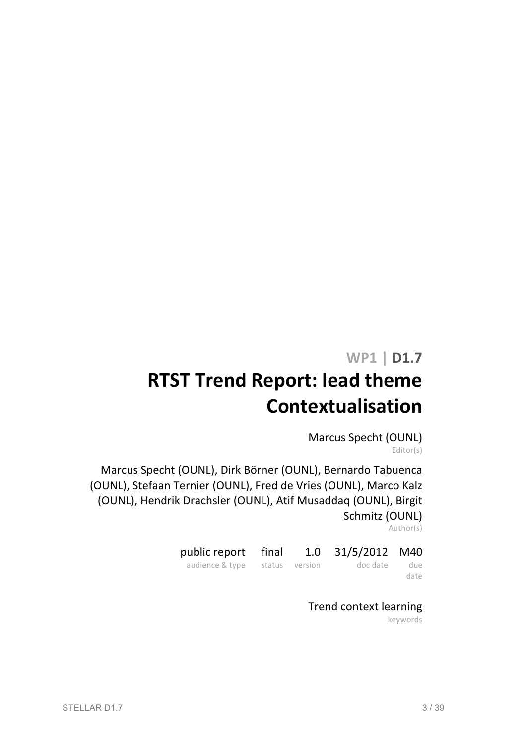**WP1 | D1.7**

# RTST Trend Report: lead theme Contextualisation

Marcus Specht (OUNL)
Editor(s)

Marcus Specht (OUNL), Dirk Börner (OUNL), Bernardo Tabuenca (OUNL), Stefaan Ternier (OUNL), Fred de Vries (OUNL), Marco Kalz (OUNL), Hendrik Drachsler (OUNL), Atif Musaddaq (OUNL), Birgit Schmitz (OUNL)
Author(s)

| public report | final | 1.0 | 31/5/2012 | M40 |
|---|---|---|---|---|
| audience & type | status | version | doc date | due date |

Trend context learning
keywords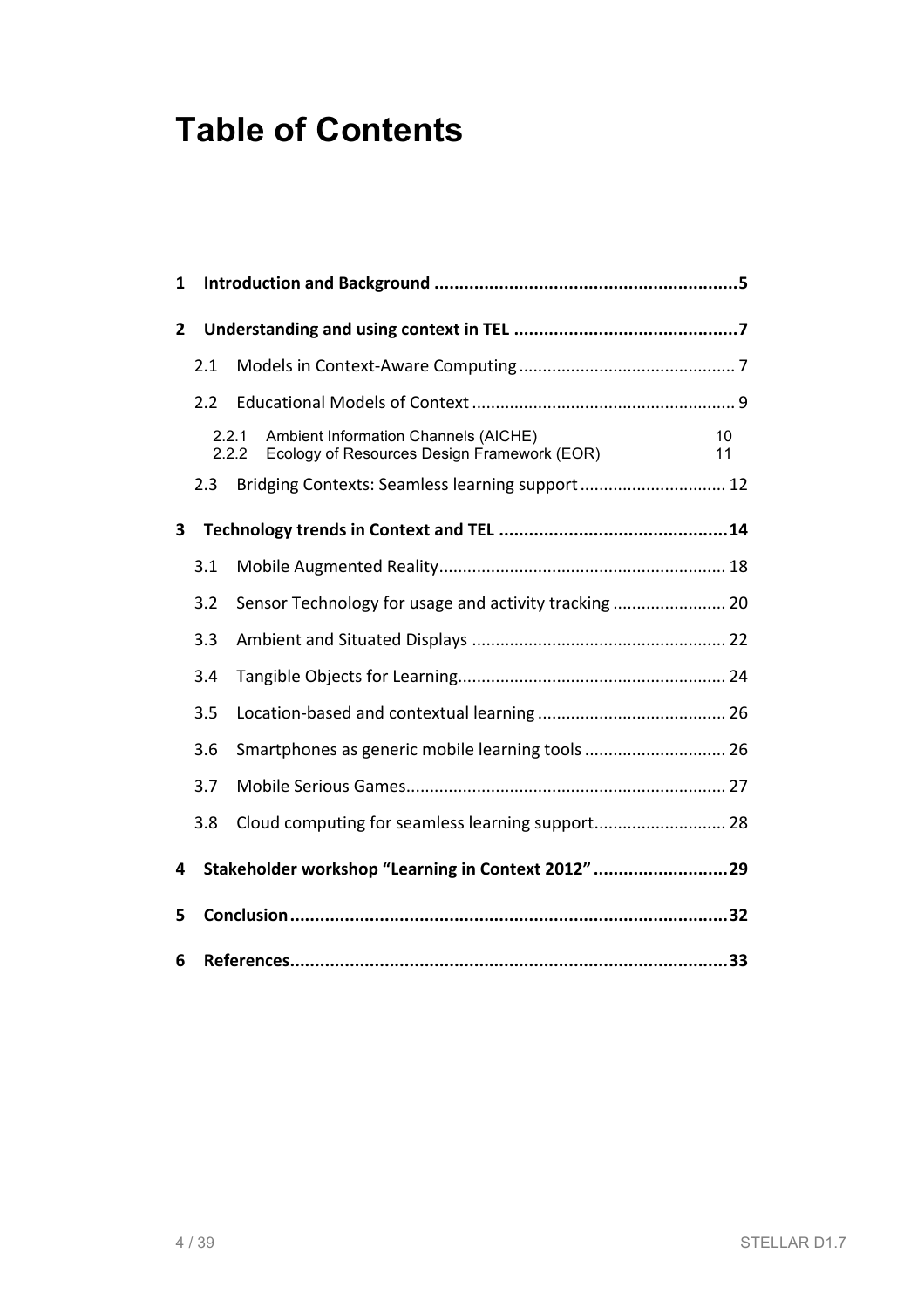# Table of Contents

| | | |
|---|---|---|
| **1** | **Introduction and Background** | **5** |
| **2** | **Understanding and using context in TEL** | **7** |
| 2.1 | Models in Context-Aware Computing | 7 |
| 2.2 | Educational Models of Context | 9 |
| 2.2.1 | Ambient Information Channels (AICHE) | 10 |
| 2.2.2 | Ecology of Resources Design Framework (EOR) | 11 |
| 2.3 | Bridging Contexts: Seamless learning support | 12 |
| **3** | **Technology trends in Context and TEL** | **14** |
| 3.1 | Mobile Augmented Reality | 18 |
| 3.2 | Sensor Technology for usage and activity tracking | 20 |
| 3.3 | Ambient and Situated Displays | 22 |
| 3.4 | Tangible Objects for Learning | 24 |
| 3.5 | Location-based and contextual learning | 26 |
| 3.6 | Smartphones as generic mobile learning tools | 26 |
| 3.7 | Mobile Serious Games | 27 |
| 3.8 | Cloud computing for seamless learning support | 28 |
| **4** | **Stakeholder workshop “Learning in Context 2012”** | **29** |
| **5** | **Conclusion** | **32** |
| **6** | **References** | **33** |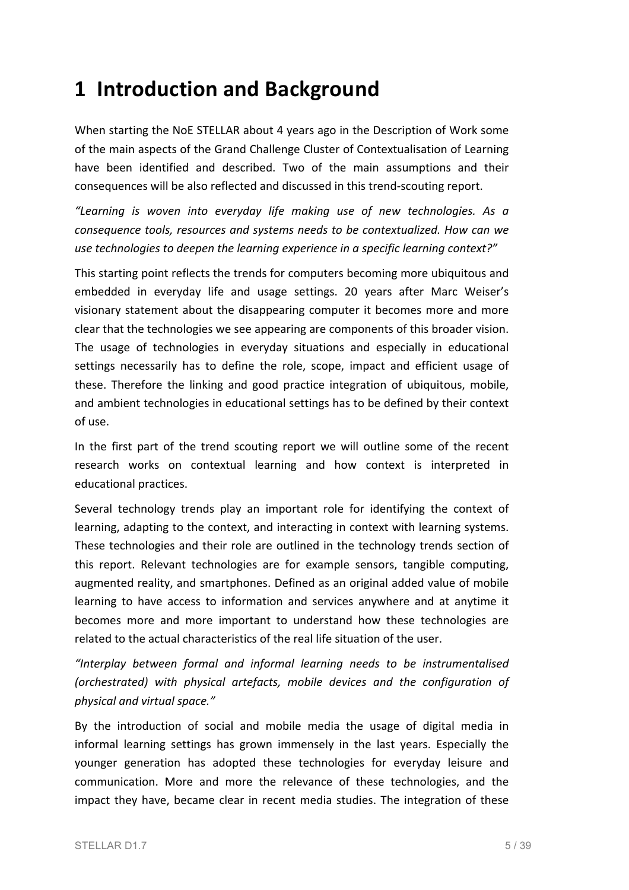# 1 Introduction and Background

When starting the NoE STELLAR about 4 years ago in the Description of Work some of the main aspects of the Grand Challenge Cluster of Contextualisation of Learning have been identified and described. Two of the main assumptions and their consequences will be also reflected and discussed in this trend-scouting report.

*"Learning is woven into everyday life making use of new technologies. As a consequence tools, resources and systems needs to be contextualized. How can we use technologies to deepen the learning experience in a specific learning context?"*

This starting point reflects the trends for computers becoming more ubiquitous and embedded in everyday life and usage settings. 20 years after Marc Weiser's visionary statement about the disappearing computer it becomes more and more clear that the technologies we see appearing are components of this broader vision. The usage of technologies in everyday situations and especially in educational settings necessarily has to define the role, scope, impact and efficient usage of these. Therefore the linking and good practice integration of ubiquitous, mobile, and ambient technologies in educational settings has to be defined by their context of use.

In the first part of the trend scouting report we will outline some of the recent research works on contextual learning and how context is interpreted in educational practices.

Several technology trends play an important role for identifying the context of learning, adapting to the context, and interacting in context with learning systems. These technologies and their role are outlined in the technology trends section of this report. Relevant technologies are for example sensors, tangible computing, augmented reality, and smartphones. Defined as an original added value of mobile learning to have access to information and services anywhere and at anytime it becomes more and more important to understand how these technologies are related to the actual characteristics of the real life situation of the user.

*"Interplay between formal and informal learning needs to be instrumentalised (orchestrated) with physical artefacts, mobile devices and the configuration of physical and virtual space."*

By the introduction of social and mobile media the usage of digital media in informal learning settings has grown immensely in the last years. Especially the younger generation has adopted these technologies for everyday leisure and communication. More and more the relevance of these technologies, and the impact they have, became clear in recent media studies. The integration of these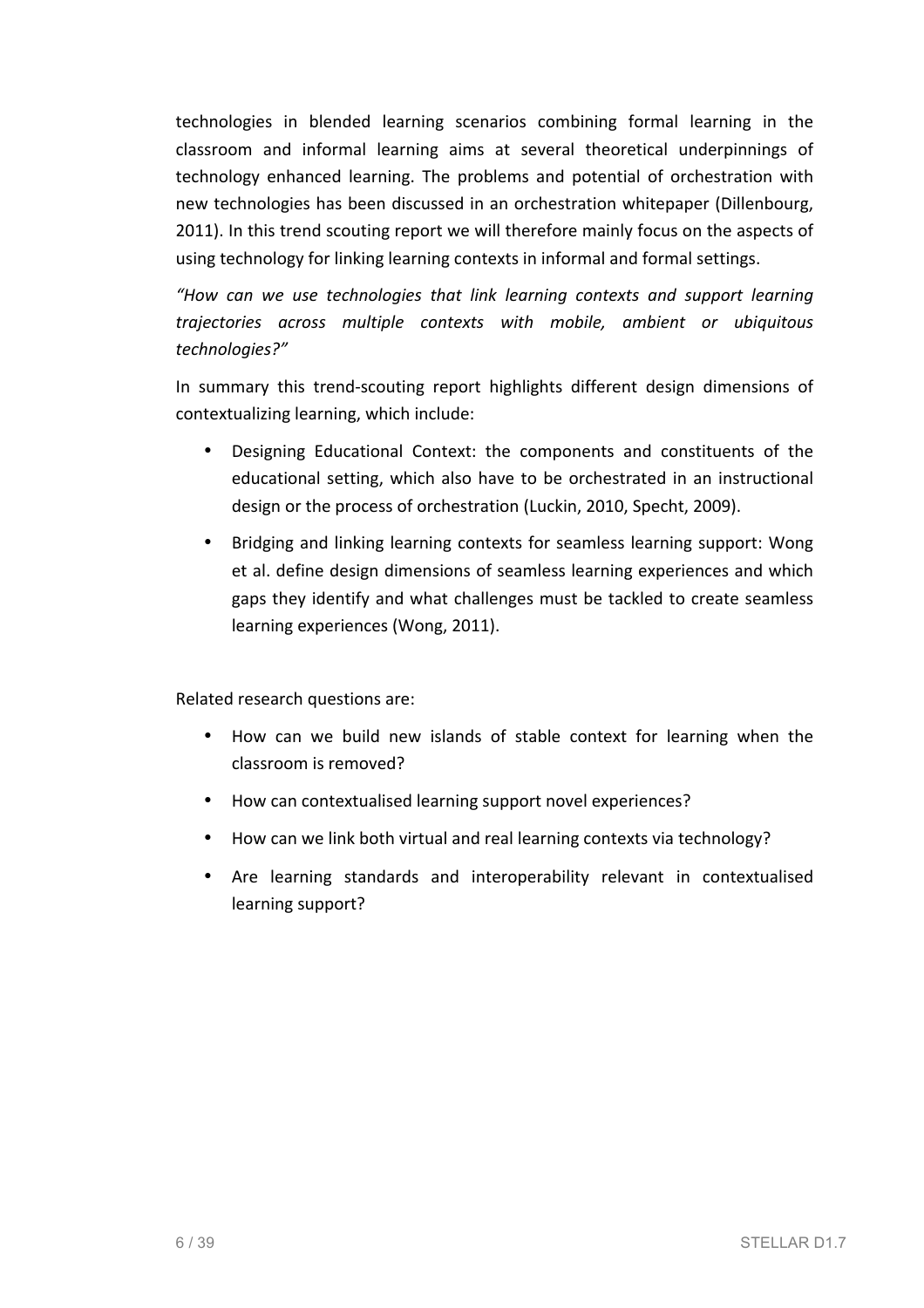technologies in blended learning scenarios combining formal learning in the classroom and informal learning aims at several theoretical underpinnings of technology enhanced learning. The problems and potential of orchestration with new technologies has been discussed in an orchestration whitepaper (Dillenbourg, 2011). In this trend scouting report we will therefore mainly focus on the aspects of using technology for linking learning contexts in informal and formal settings.

*"How can we use technologies that link learning contexts and support learning trajectories across multiple contexts with mobile, ambient or ubiquitous technologies?"*

In summary this trend-scouting report highlights different design dimensions of contextualizing learning, which include:

- Designing Educational Context: the components and constituents of the educational setting, which also have to be orchestrated in an instructional design or the process of orchestration (Luckin, 2010, Specht, 2009).
- Bridging and linking learning contexts for seamless learning support: Wong et al. define design dimensions of seamless learning experiences and which gaps they identify and what challenges must be tackled to create seamless learning experiences (Wong, 2011).

Related research questions are:

- How can we build new islands of stable context for learning when the classroom is removed?
- How can contextualised learning support novel experiences?
- How can we link both virtual and real learning contexts via technology?
- Are learning standards and interoperability relevant in contextualised learning support?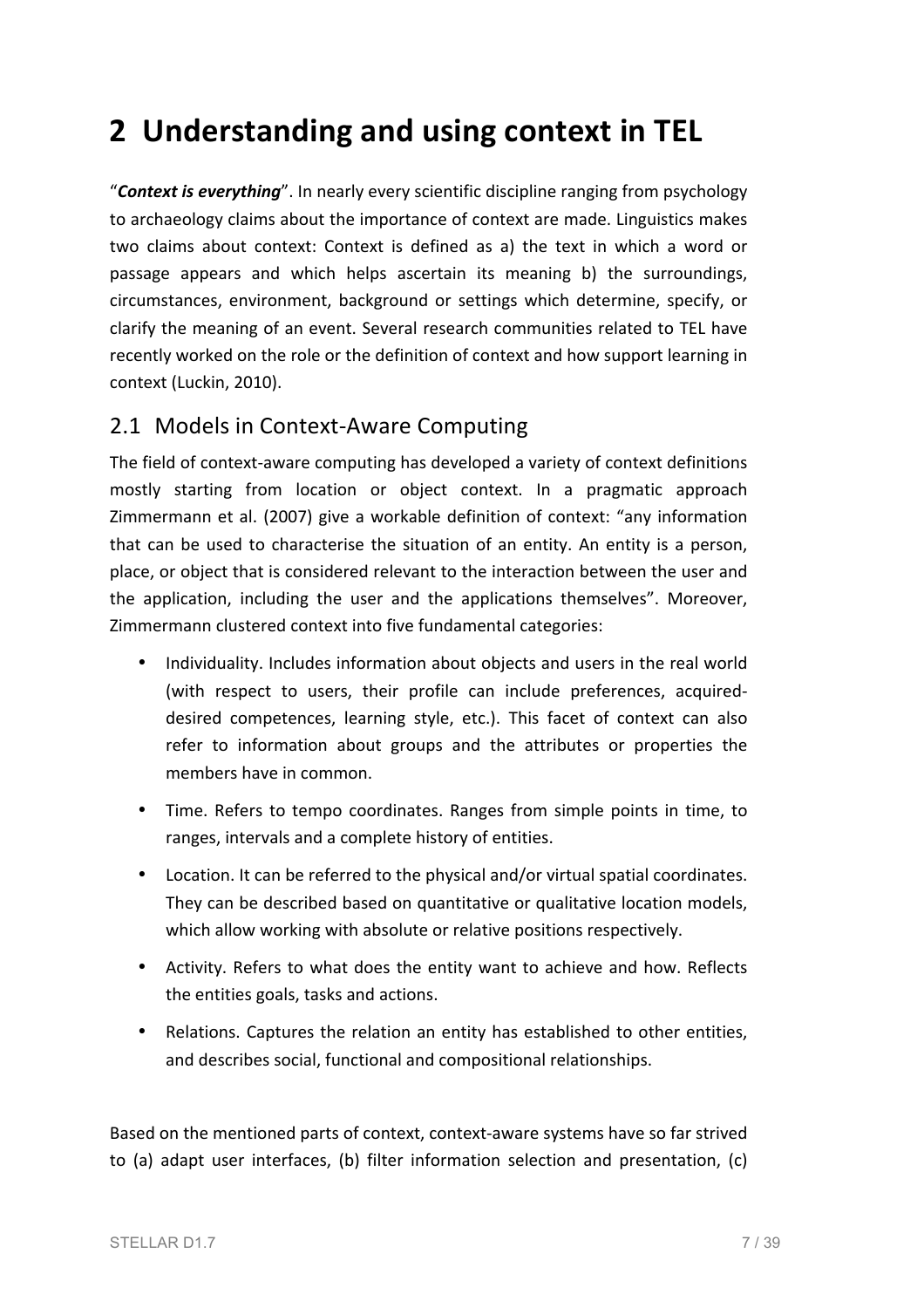# 2 Understanding and using context in TEL

"***Context is everything***". In nearly every scientific discipline ranging from psychology to archaeology claims about the importance of context are made. Linguistics makes two claims about context: Context is defined as a) the text in which a word or passage appears and which helps ascertain its meaning b) the surroundings, circumstances, environment, background or settings which determine, specify, or clarify the meaning of an event. Several research communities related to TEL have recently worked on the role or the definition of context and how support learning in context (Luckin, 2010).

## 2.1 Models in Context-Aware Computing

The field of context-aware computing has developed a variety of context definitions mostly starting from location or object context. In a pragmatic approach Zimmermann et al. (2007) give a workable definition of context: "any information that can be used to characterise the situation of an entity. An entity is a person, place, or object that is considered relevant to the interaction between the user and the application, including the user and the applications themselves". Moreover, Zimmermann clustered context into five fundamental categories:

- Individuality. Includes information about objects and users in the real world (with respect to users, their profile can include preferences, acquired-desired competences, learning style, etc.). This facet of context can also refer to information about groups and the attributes or properties the members have in common.
- Time. Refers to tempo coordinates. Ranges from simple points in time, to ranges, intervals and a complete history of entities.
- Location. It can be referred to the physical and/or virtual spatial coordinates. They can be described based on quantitative or qualitative location models, which allow working with absolute or relative positions respectively.
- Activity. Refers to what does the entity want to achieve and how. Reflects the entities goals, tasks and actions.
- Relations. Captures the relation an entity has established to other entities, and describes social, functional and compositional relationships.

Based on the mentioned parts of context, context-aware systems have so far strived to (a) adapt user interfaces, (b) filter information selection and presentation, (c)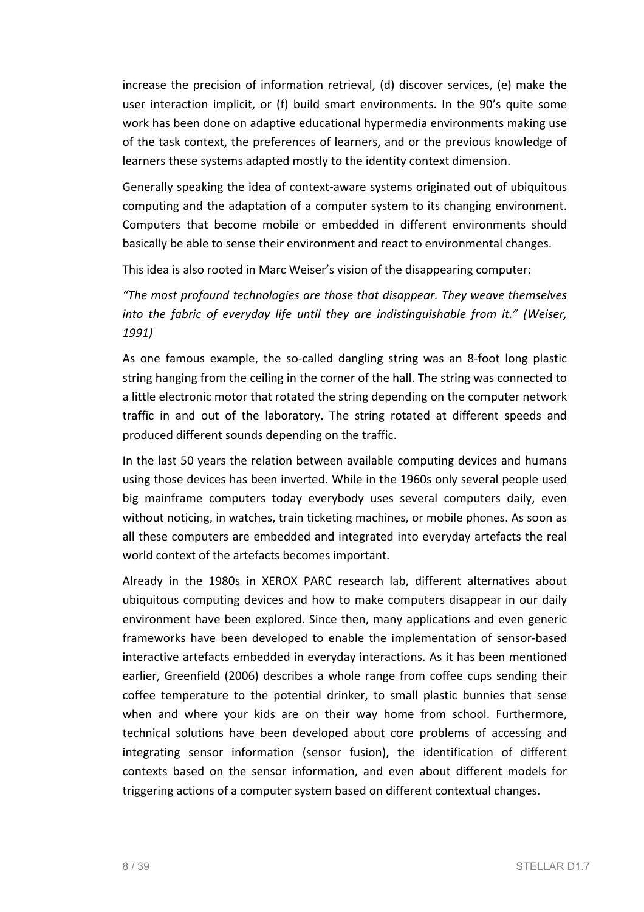increase the precision of information retrieval, (d) discover services, (e) make the user interaction implicit, or (f) build smart environments. In the 90's quite some work has been done on adaptive educational hypermedia environments making use of the task context, the preferences of learners, and or the previous knowledge of learners these systems adapted mostly to the identity context dimension.

Generally speaking the idea of context-aware systems originated out of ubiquitous computing and the adaptation of a computer system to its changing environment. Computers that become mobile or embedded in different environments should basically be able to sense their environment and react to environmental changes.

This idea is also rooted in Marc Weiser's vision of the disappearing computer:

*"The most profound technologies are those that disappear. They weave themselves into the fabric of everyday life until they are indistinguishable from it." (Weiser, 1991)*

As one famous example, the so-called dangling string was an 8-foot long plastic string hanging from the ceiling in the corner of the hall. The string was connected to a little electronic motor that rotated the string depending on the computer network traffic in and out of the laboratory. The string rotated at different speeds and produced different sounds depending on the traffic.

In the last 50 years the relation between available computing devices and humans using those devices has been inverted. While in the 1960s only several people used big mainframe computers today everybody uses several computers daily, even without noticing, in watches, train ticketing machines, or mobile phones. As soon as all these computers are embedded and integrated into everyday artefacts the real world context of the artefacts becomes important.

Already in the 1980s in XEROX PARC research lab, different alternatives about ubiquitous computing devices and how to make computers disappear in our daily environment have been explored. Since then, many applications and even generic frameworks have been developed to enable the implementation of sensor-based interactive artefacts embedded in everyday interactions. As it has been mentioned earlier, Greenfield (2006) describes a whole range from coffee cups sending their coffee temperature to the potential drinker, to small plastic bunnies that sense when and where your kids are on their way home from school. Furthermore, technical solutions have been developed about core problems of accessing and integrating sensor information (sensor fusion), the identification of different contexts based on the sensor information, and even about different models for triggering actions of a computer system based on different contextual changes.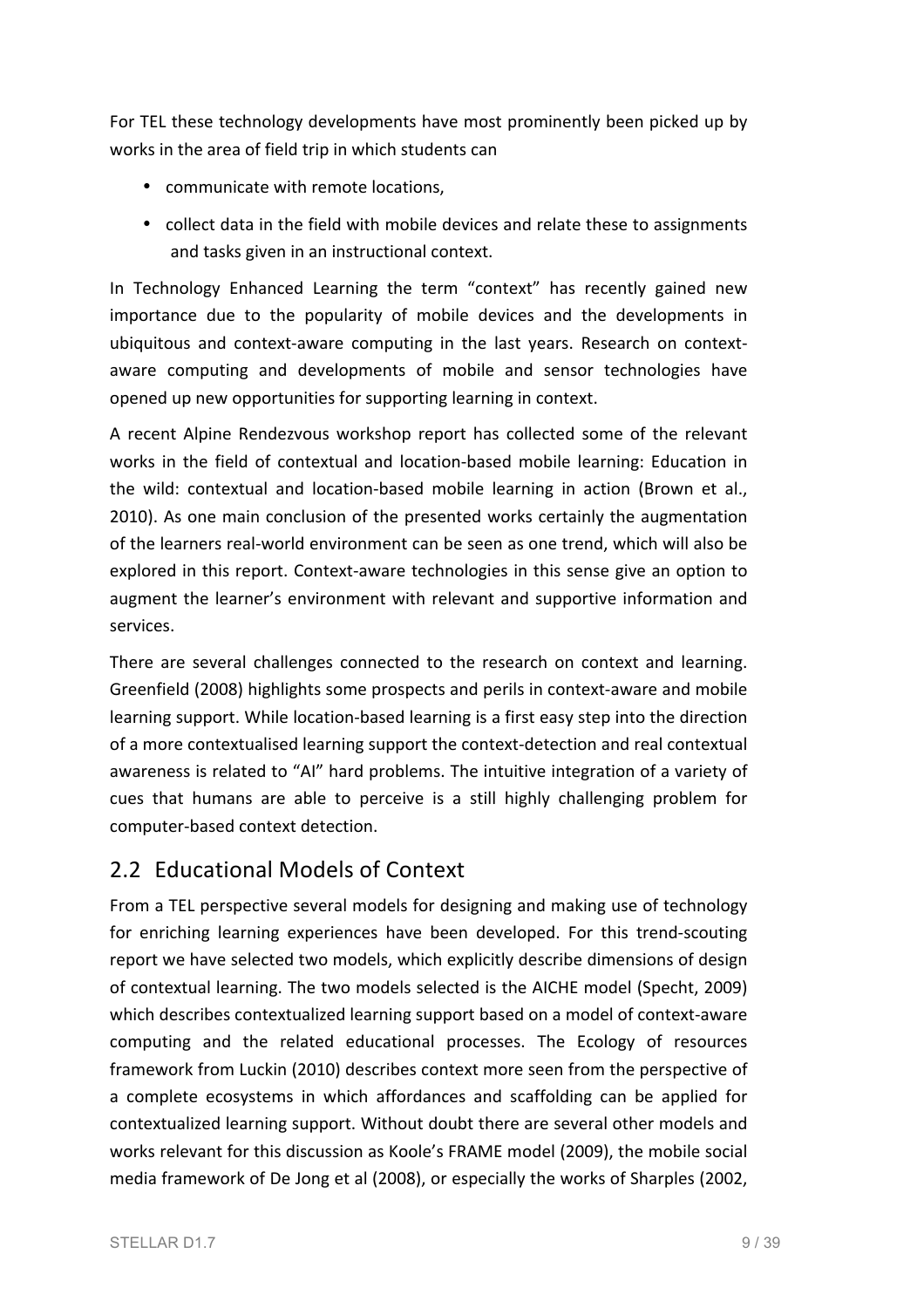For TEL these technology developments have most prominently been picked up by works in the area of field trip in which students can

- communicate with remote locations,
- collect data in the field with mobile devices and relate these to assignments and tasks given in an instructional context.

In Technology Enhanced Learning the term “context” has recently gained new importance due to the popularity of mobile devices and the developments in ubiquitous and context-aware computing in the last years. Research on context-aware computing and developments of mobile and sensor technologies have opened up new opportunities for supporting learning in context.

A recent Alpine Rendezvous workshop report has collected some of the relevant works in the field of contextual and location-based mobile learning: Education in the wild: contextual and location-based mobile learning in action (Brown et al., 2010). As one main conclusion of the presented works certainly the augmentation of the learners real-world environment can be seen as one trend, which will also be explored in this report. Context-aware technologies in this sense give an option to augment the learner’s environment with relevant and supportive information and services.

There are several challenges connected to the research on context and learning. Greenfield (2008) highlights some prospects and perils in context-aware and mobile learning support. While location-based learning is a first easy step into the direction of a more contextualised learning support the context-detection and real contextual awareness is related to “AI” hard problems. The intuitive integration of a variety of cues that humans are able to perceive is a still highly challenging problem for computer-based context detection.

## 2.2 Educational Models of Context

From a TEL perspective several models for designing and making use of technology for enriching learning experiences have been developed. For this trend-scouting report we have selected two models, which explicitly describe dimensions of design of contextual learning. The two models selected is the AICHE model (Specht, 2009) which describes contextualized learning support based on a model of context-aware computing and the related educational processes. The Ecology of resources framework from Luckin (2010) describes context more seen from the perspective of a complete ecosystems in which affordances and scaffolding can be applied for contextualized learning support. Without doubt there are several other models and works relevant for this discussion as Koole’s FRAME model (2009), the mobile social media framework of De Jong et al (2008), or especially the works of Sharples (2002,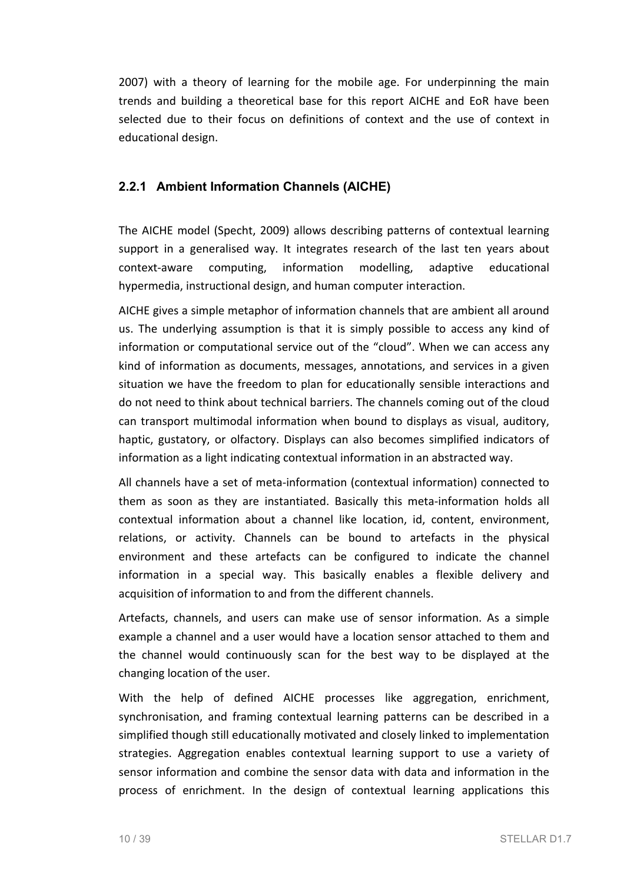2007) with a theory of learning for the mobile age. For underpinning the main trends and building a theoretical base for this report AICHE and EoR have been selected due to their focus on definitions of context and the use of context in educational design.

### 2.2.1 Ambient Information Channels (AICHE)

The AICHE model (Specht, 2009) allows describing patterns of contextual learning support in a generalised way. It integrates research of the last ten years about context-aware computing, information modelling, adaptive educational hypermedia, instructional design, and human computer interaction.

AICHE gives a simple metaphor of information channels that are ambient all around us. The underlying assumption is that it is simply possible to access any kind of information or computational service out of the "cloud". When we can access any kind of information as documents, messages, annotations, and services in a given situation we have the freedom to plan for educationally sensible interactions and do not need to think about technical barriers. The channels coming out of the cloud can transport multimodal information when bound to displays as visual, auditory, haptic, gustatory, or olfactory. Displays can also becomes simplified indicators of information as a light indicating contextual information in an abstracted way.

All channels have a set of meta-information (contextual information) connected to them as soon as they are instantiated. Basically this meta-information holds all contextual information about a channel like location, id, content, environment, relations, or activity. Channels can be bound to artefacts in the physical environment and these artefacts can be configured to indicate the channel information in a special way. This basically enables a flexible delivery and acquisition of information to and from the different channels.

Artefacts, channels, and users can make use of sensor information. As a simple example a channel and a user would have a location sensor attached to them and the channel would continuously scan for the best way to be displayed at the changing location of the user.

With the help of defined AICHE processes like aggregation, enrichment, synchronisation, and framing contextual learning patterns can be described in a simplified though still educationally motivated and closely linked to implementation strategies. Aggregation enables contextual learning support to use a variety of sensor information and combine the sensor data with data and information in the process of enrichment. In the design of contextual learning applications this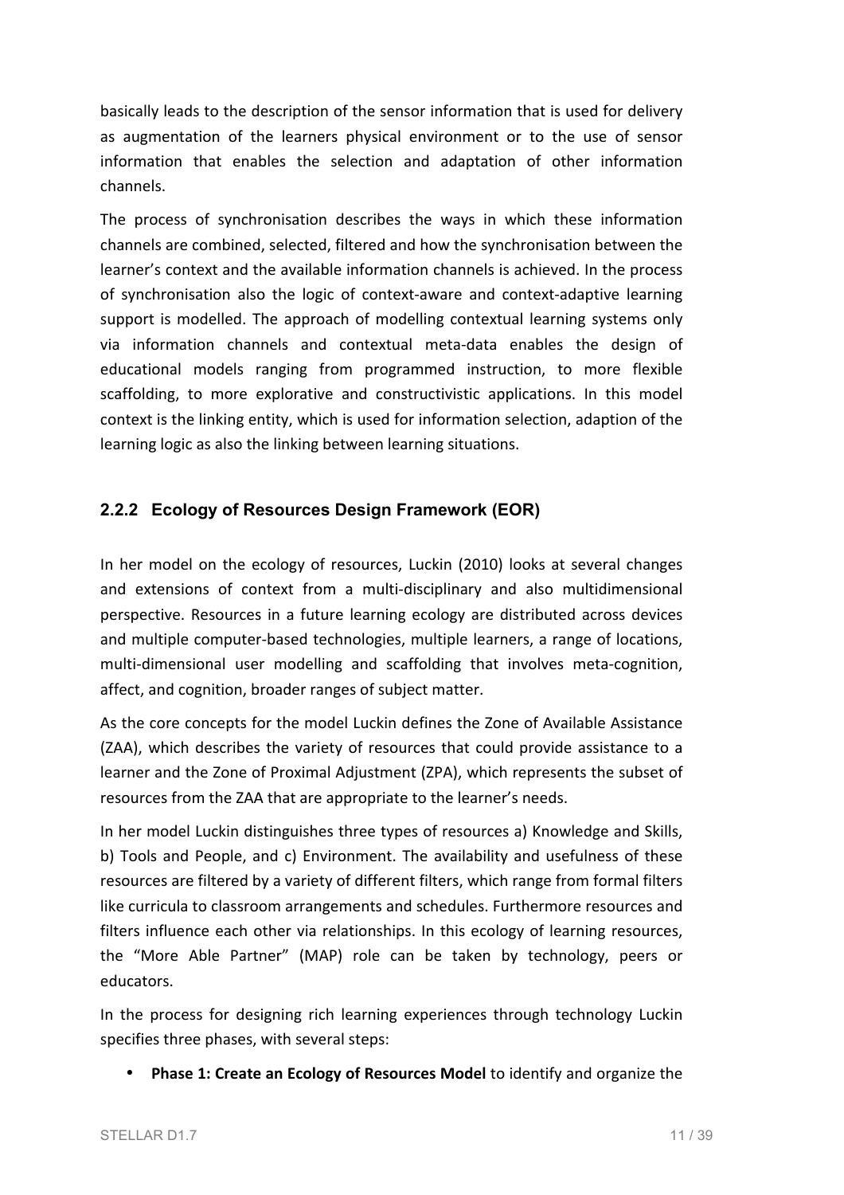basically leads to the description of the sensor information that is used for delivery as augmentation of the learners physical environment or to the use of sensor information that enables the selection and adaptation of other information channels.

The process of synchronisation describes the ways in which these information channels are combined, selected, filtered and how the synchronisation between the learner's context and the available information channels is achieved. In the process of synchronisation also the logic of context-aware and context-adaptive learning support is modelled. The approach of modelling contextual learning systems only via information channels and contextual meta-data enables the design of educational models ranging from programmed instruction, to more flexible scaffolding, to more explorative and constructivistic applications. In this model context is the linking entity, which is used for information selection, adaption of the learning logic as also the linking between learning situations.

### 2.2.2 Ecology of Resources Design Framework (EOR)

In her model on the ecology of resources, Luckin (2010) looks at several changes and extensions of context from a multi-disciplinary and also multidimensional perspective. Resources in a future learning ecology are distributed across devices and multiple computer-based technologies, multiple learners, a range of locations, multi-dimensional user modelling and scaffolding that involves meta-cognition, affect, and cognition, broader ranges of subject matter.

As the core concepts for the model Luckin defines the Zone of Available Assistance (ZAA), which describes the variety of resources that could provide assistance to a learner and the Zone of Proximal Adjustment (ZPA), which represents the subset of resources from the ZAA that are appropriate to the learner's needs.

In her model Luckin distinguishes three types of resources a) Knowledge and Skills, b) Tools and People, and c) Environment. The availability and usefulness of these resources are filtered by a variety of different filters, which range from formal filters like curricula to classroom arrangements and schedules. Furthermore resources and filters influence each other via relationships. In this ecology of learning resources, the "More Able Partner" (MAP) role can be taken by technology, peers or educators.

In the process for designing rich learning experiences through technology Luckin specifies three phases, with several steps:

- **Phase 1: Create an Ecology of Resources Model** to identify and organize the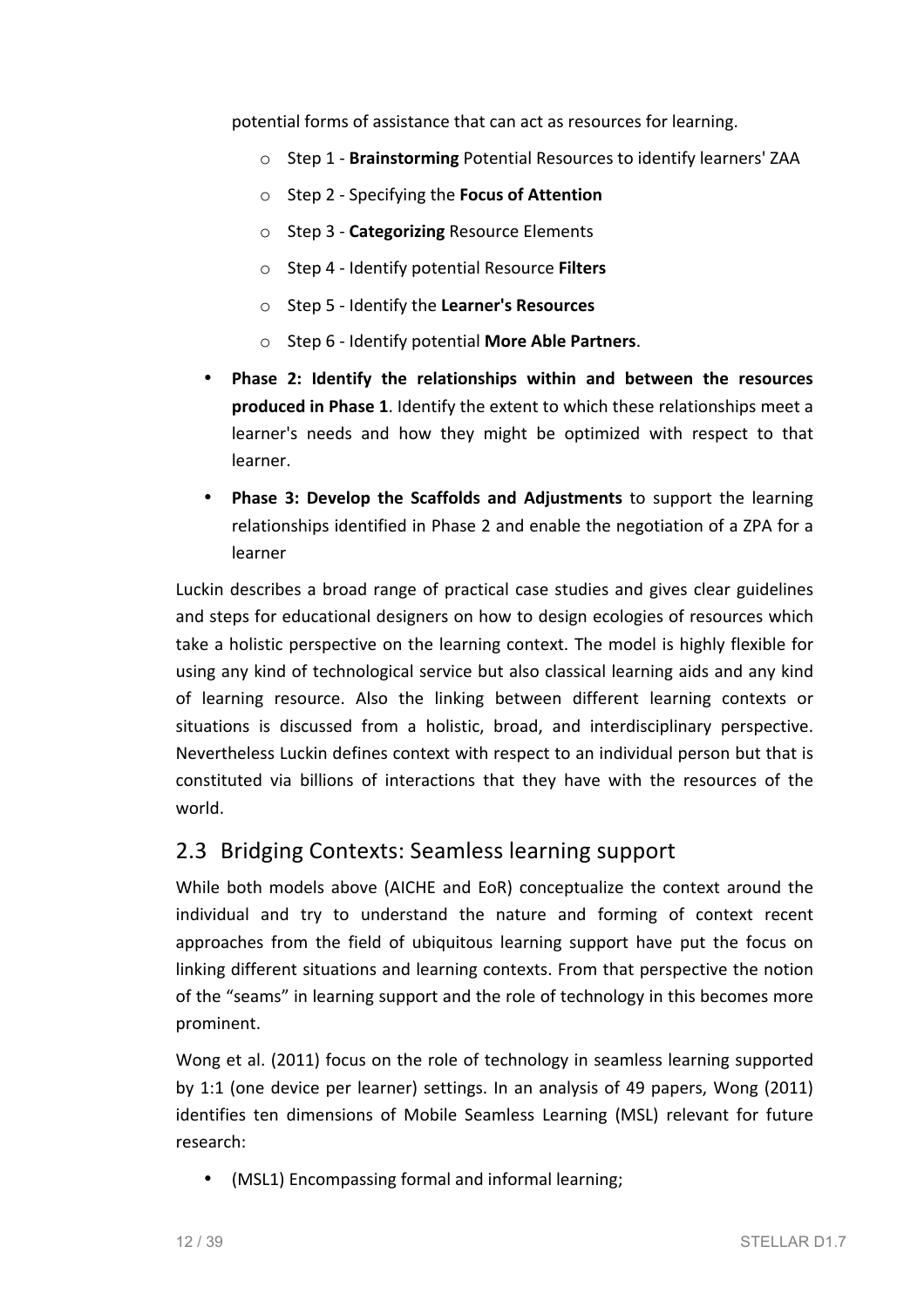potential forms of assistance that can act as resources for learning.

  - Step 1 - **Brainstorming** Potential Resources to identify learners' ZAA
  - Step 2 - Specifying the **Focus of Attention**
  - Step 3 - **Categorizing** Resource Elements
  - Step 4 - Identify potential Resource **Filters**
  - Step 5 - Identify the **Learner's Resources**
  - Step 6 - Identify potential **More Able Partners**.

- **Phase 2: Identify the relationships within and between the resources produced in Phase 1**. Identify the extent to which these relationships meet a learner's needs and how they might be optimized with respect to that learner.
- **Phase 3: Develop the Scaffolds and Adjustments** to support the learning relationships identified in Phase 2 and enable the negotiation of a ZPA for a learner

Luckin describes a broad range of practical case studies and gives clear guidelines and steps for educational designers on how to design ecologies of resources which take a holistic perspective on the learning context. The model is highly flexible for using any kind of technological service but also classical learning aids and any kind of learning resource. Also the linking between different learning contexts or situations is discussed from a holistic, broad, and interdisciplinary perspective. Nevertheless Luckin defines context with respect to an individual person but that is constituted via billions of interactions that they have with the resources of the world.

## 2.3 Bridging Contexts: Seamless learning support

While both models above (AICHE and EoR) conceptualize the context around the individual and try to understand the nature and forming of context recent approaches from the field of ubiquitous learning support have put the focus on linking different situations and learning contexts. From that perspective the notion of the "seams" in learning support and the role of technology in this becomes more prominent.

Wong et al. (2011) focus on the role of technology in seamless learning supported by 1:1 (one device per learner) settings. In an analysis of 49 papers, Wong (2011) identifies ten dimensions of Mobile Seamless Learning (MSL) relevant for future research:

- (MSL1) Encompassing formal and informal learning;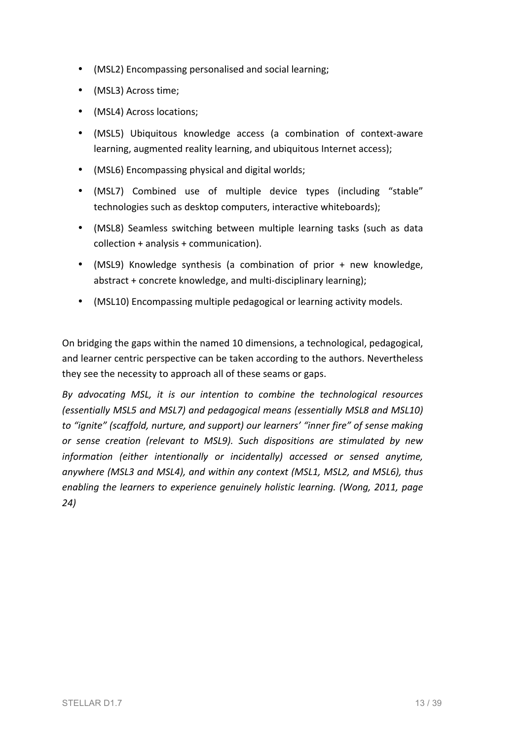- (MSL2) Encompassing personalised and social learning;
- (MSL3) Across time;
- (MSL4) Across locations;
- (MSL5) Ubiquitous knowledge access (a combination of context-aware learning, augmented reality learning, and ubiquitous Internet access);
- (MSL6) Encompassing physical and digital worlds;
- (MSL7) Combined use of multiple device types (including "stable" technologies such as desktop computers, interactive whiteboards);
- (MSL8) Seamless switching between multiple learning tasks (such as data collection + analysis + communication).
- (MSL9) Knowledge synthesis (a combination of prior + new knowledge, abstract + concrete knowledge, and multi-disciplinary learning);
- (MSL10) Encompassing multiple pedagogical or learning activity models.

On bridging the gaps within the named 10 dimensions, a technological, pedagogical, and learner centric perspective can be taken according to the authors. Nevertheless they see the necessity to approach all of these seams or gaps.

*By advocating MSL, it is our intention to combine the technological resources (essentially MSL5 and MSL7) and pedagogical means (essentially MSL8 and MSL10) to "ignite" (scaffold, nurture, and support) our learners' "inner fire" of sense making or sense creation (relevant to MSL9). Such dispositions are stimulated by new information (either intentionally or incidentally) accessed or sensed anytime, anywhere (MSL3 and MSL4), and within any context (MSL1, MSL2, and MSL6), thus enabling the learners to experience genuinely holistic learning. (Wong, 2011, page 24)*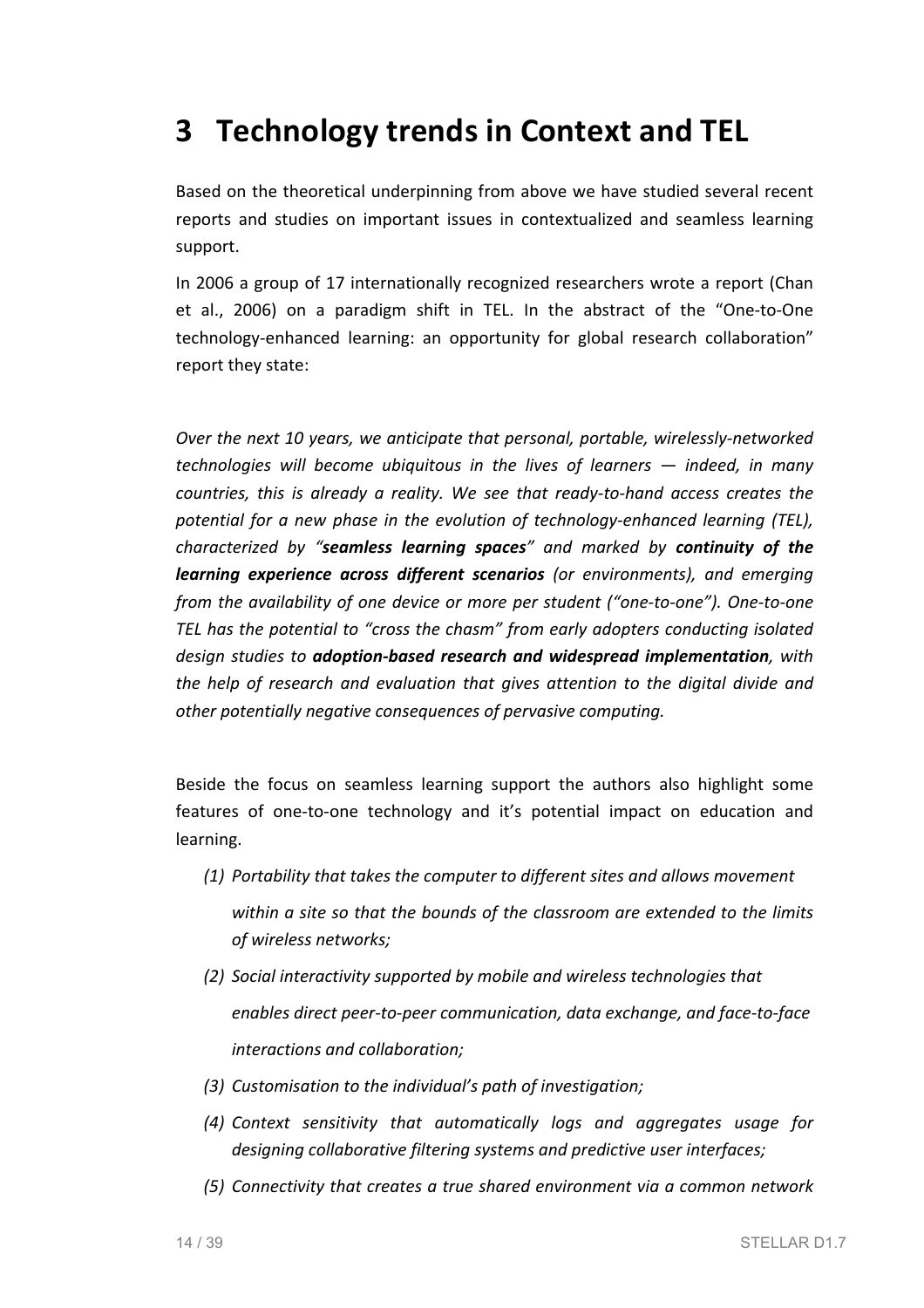# 3 Technology trends in Context and TEL

Based on the theoretical underpinning from above we have studied several recent reports and studies on important issues in contextualized and seamless learning support.

In 2006 a group of 17 internationally recognized researchers wrote a report (Chan et al., 2006) on a paradigm shift in TEL. In the abstract of the "One-to-One technology-enhanced learning: an opportunity for global research collaboration" report they state:

*Over the next 10 years, we anticipate that personal, portable, wirelessly-networked technologies will become ubiquitous in the lives of learners — indeed, in many countries, this is already a reality. We see that ready-to-hand access creates the potential for a new phase in the evolution of technology-enhanced learning (TEL), characterized by "**seamless learning spaces**" and marked by **continuity of the learning experience across different scenarios** (or environments), and emerging from the availability of one device or more per student ("one-to-one"). One-to-one TEL has the potential to "cross the chasm" from early adopters conducting isolated design studies to **adoption-based research and widespread implementation**, with the help of research and evaluation that gives attention to the digital divide and other potentially negative consequences of pervasive computing.*

Beside the focus on seamless learning support the authors also highlight some features of one-to-one technology and it's potential impact on education and learning.

*(1) Portability that takes the computer to different sites and allows movement within a site so that the bounds of the classroom are extended to the limits of wireless networks;*

*(2) Social interactivity supported by mobile and wireless technologies that enables direct peer-to-peer communication, data exchange, and face-to-face interactions and collaboration;*

*(3) Customisation to the individual's path of investigation;*

*(4) Context sensitivity that automatically logs and aggregates usage for designing collaborative filtering systems and predictive user interfaces;*

*(5) Connectivity that creates a true shared environment via a common network*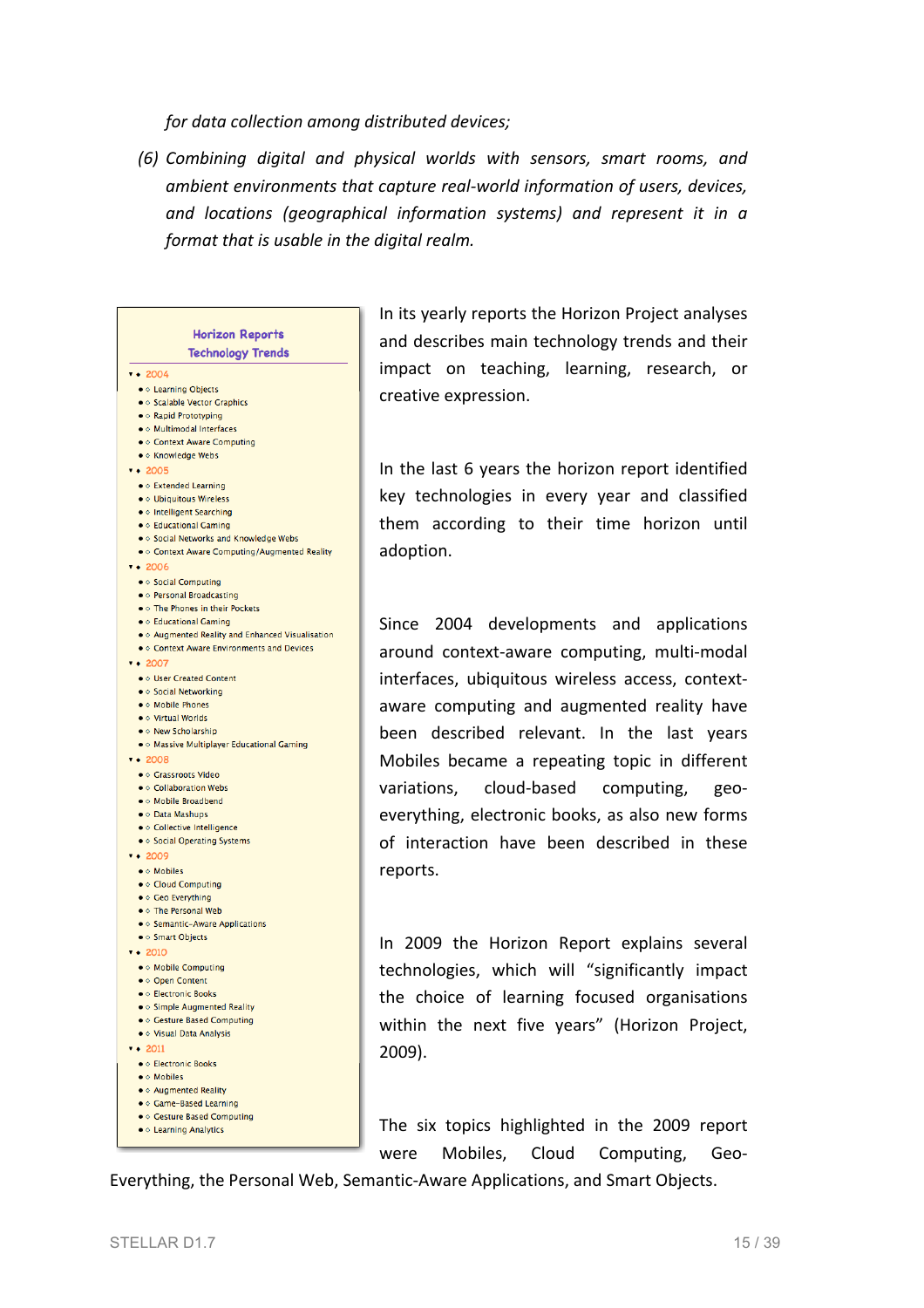*for data collection among distributed devices;*

*(6) Combining digital and physical worlds with sensors, smart rooms, and ambient environments that capture real-world information of users, devices, and locations (geographical information systems) and represent it in a format that is usable in the digital realm.*

**Horizon Reports Technology Trends**

- 2004
  - Learning Objects
  - Scalable Vector Graphics
  - Rapid Prototyping
  - Multimodal Interfaces
  - Context Aware Computing
  - Knowledge Webs
- 2005
  - Extended Learning
  - Ubiquitous Wireless
  - Intelligent Searching
  - Educational Gaming
  - Social Networks and Knowledge Webs
  - Context Aware Computing/Augmented Reality
- 2006
  - Social Computing
  - Personal Broadcasting
  - The Phones in their Pockets
  - Educational Gaming
  - Augmented Reality and Enhanced Visualisation
  - Context Aware Environments and Devices
- 2007
  - User Created Content
  - Social Networking
  - Mobile Phones
  - Virtual Worlds
  - New Scholarship
  - Massive Multiplayer Educational Gaming
- 2008
  - Grassroots Video
  - Collaboration Webs
  - Mobile Broadband
  - Data Mashups
  - Collective Intelligence
  - Social Operating Systems
- 2009
  - Mobiles
  - Cloud Computing
  - Geo Everything
  - The Personal Web
  - Semantic-Aware Applications
  - Smart Objects
- 2010
  - Mobile Computing
  - Open Content
  - Electronic Books
  - Simple Augmented Reality
  - Gesture Based Computing
  - Visual Data Analysis
- 2011
  - Electronic Books
  - Mobiles
  - Augmented Reality
  - Game-Based Learning
  - Gesture Based Computing
  - Learning Analytics

In its yearly reports the Horizon Project analyses and describes main technology trends and their impact on teaching, learning, research, or creative expression.

In the last 6 years the horizon report identified key technologies in every year and classified them according to their time horizon until adoption.

Since 2004 developments and applications around context-aware computing, multi-modal interfaces, ubiquitous wireless access, context-aware computing and augmented reality have been described relevant. In the last years Mobiles became a repeating topic in different variations, cloud-based computing, geo-everything, electronic books, as also new forms of interaction have been described in these reports.

In 2009 the Horizon Report explains several technologies, which will "significantly impact the choice of learning focused organisations within the next five years" (Horizon Project, 2009).

The six topics highlighted in the 2009 report were Mobiles, Cloud Computing, Geo-Everything, the Personal Web, Semantic-Aware Applications, and Smart Objects.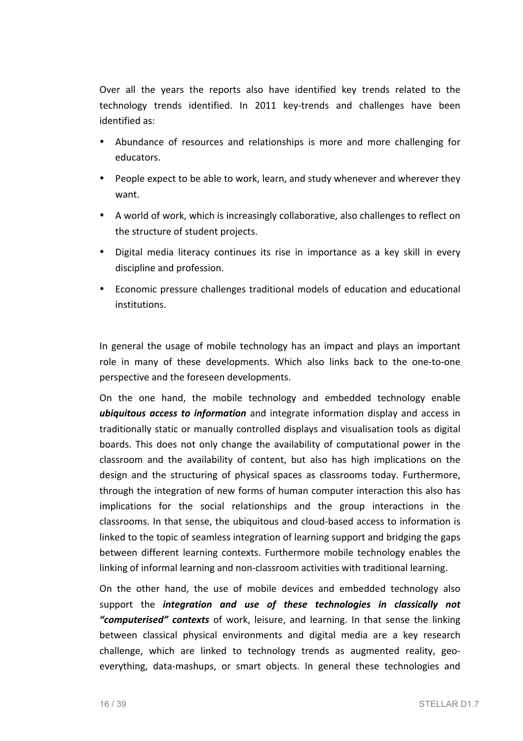Over all the years the reports also have identified key trends related to the technology trends identified. In 2011 key-trends and challenges have been identified as:

- Abundance of resources and relationships is more and more challenging for educators.
- People expect to be able to work, learn, and study whenever and wherever they want.
- A world of work, which is increasingly collaborative, also challenges to reflect on the structure of student projects.
- Digital media literacy continues its rise in importance as a key skill in every discipline and profession.
- Economic pressure challenges traditional models of education and educational institutions.

In general the usage of mobile technology has an impact and plays an important role in many of these developments. Which also links back to the one-to-one perspective and the foreseen developments.

On the one hand, the mobile technology and embedded technology enable ***ubiquitous access to information*** and integrate information display and access in traditionally static or manually controlled displays and visualisation tools as digital boards. This does not only change the availability of computational power in the classroom and the availability of content, but also has high implications on the design and the structuring of physical spaces as classrooms today. Furthermore, through the integration of new forms of human computer interaction this also has implications for the social relationships and the group interactions in the classrooms. In that sense, the ubiquitous and cloud-based access to information is linked to the topic of seamless integration of learning support and bridging the gaps between different learning contexts. Furthermore mobile technology enables the linking of informal learning and non-classroom activities with traditional learning.

On the other hand, the use of mobile devices and embedded technology also support the ***integration and use of these technologies in classically not "computerised" contexts*** of work, leisure, and learning. In that sense the linking between classical physical environments and digital media are a key research challenge, which are linked to technology trends as augmented reality, geo-everything, data-mashups, or smart objects. In general these technologies and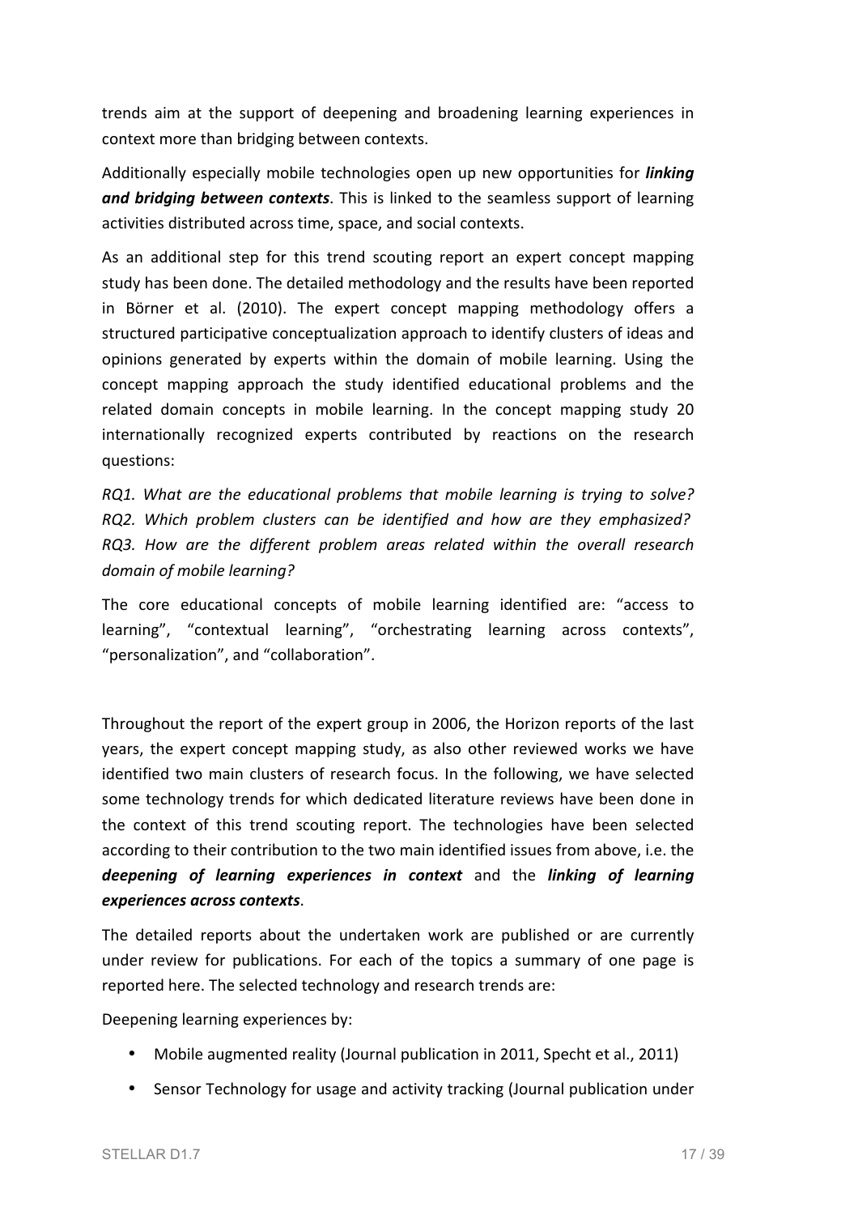trends aim at the support of deepening and broadening learning experiences in context more than bridging between contexts.

Additionally especially mobile technologies open up new opportunities for ***linking and bridging between contexts***. This is linked to the seamless support of learning activities distributed across time, space, and social contexts.

As an additional step for this trend scouting report an expert concept mapping study has been done. The detailed methodology and the results have been reported in Börner et al. (2010). The expert concept mapping methodology offers a structured participative conceptualization approach to identify clusters of ideas and opinions generated by experts within the domain of mobile learning. Using the concept mapping approach the study identified educational problems and the related domain concepts in mobile learning. In the concept mapping study 20 internationally recognized experts contributed by reactions on the research questions:

*RQ1. What are the educational problems that mobile learning is trying to solve?*
*RQ2. Which problem clusters can be identified and how are they emphasized?*
*RQ3. How are the different problem areas related within the overall research domain of mobile learning?*

The core educational concepts of mobile learning identified are: "access to learning", "contextual learning", "orchestrating learning across contexts", "personalization", and "collaboration".

Throughout the report of the expert group in 2006, the Horizon reports of the last years, the expert concept mapping study, as also other reviewed works we have identified two main clusters of research focus. In the following, we have selected some technology trends for which dedicated literature reviews have been done in the context of this trend scouting report. The technologies have been selected according to their contribution to the two main identified issues from above, i.e. the ***deepening of learning experiences in context*** and the ***linking of learning experiences across contexts***.

The detailed reports about the undertaken work are published or are currently under review for publications. For each of the topics a summary of one page is reported here. The selected technology and research trends are:

Deepening learning experiences by:

- Mobile augmented reality (Journal publication in 2011, Specht et al., 2011)
- Sensor Technology for usage and activity tracking (Journal publication under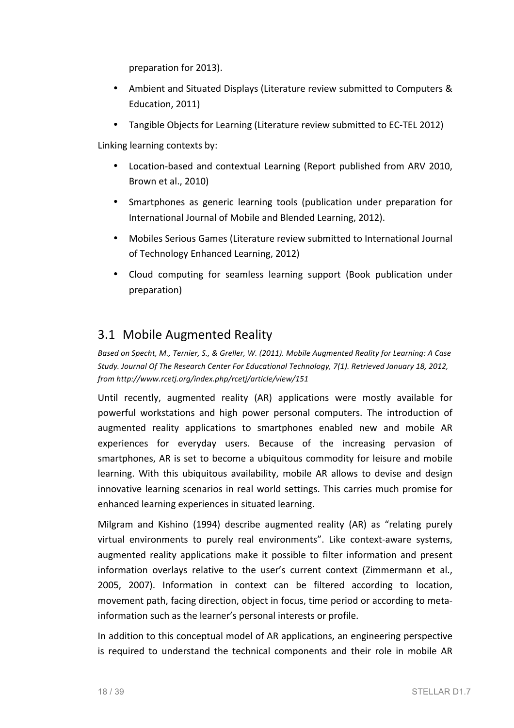preparation for 2013).

- Ambient and Situated Displays (Literature review submitted to Computers & Education, 2011)
- Tangible Objects for Learning (Literature review submitted to EC-TEL 2012)

Linking learning contexts by:

- Location-based and contextual Learning (Report published from ARV 2010, Brown et al., 2010)
- Smartphones as generic learning tools (publication under preparation for International Journal of Mobile and Blended Learning, 2012).
- Mobiles Serious Games (Literature review submitted to International Journal of Technology Enhanced Learning, 2012)
- Cloud computing for seamless learning support (Book publication under preparation)

## 3.1 Mobile Augmented Reality

*Based on Specht, M., Ternier, S., & Greller, W. (2011). Mobile Augmented Reality for Learning: A Case Study. Journal Of The Research Center For Educational Technology, 7(1). Retrieved January 18, 2012, from http://www.rcetj.org/index.php/rcetj/article/view/151*

Until recently, augmented reality (AR) applications were mostly available for powerful workstations and high power personal computers. The introduction of augmented reality applications to smartphones enabled new and mobile AR experiences for everyday users. Because of the increasing pervasion of smartphones, AR is set to become a ubiquitous commodity for leisure and mobile learning. With this ubiquitous availability, mobile AR allows to devise and design innovative learning scenarios in real world settings. This carries much promise for enhanced learning experiences in situated learning.

Milgram and Kishino (1994) describe augmented reality (AR) as "relating purely virtual environments to purely real environments". Like context-aware systems, augmented reality applications make it possible to filter information and present information overlays relative to the user's current context (Zimmermann et al., 2005, 2007). Information in context can be filtered according to location, movement path, facing direction, object in focus, time period or according to meta-information such as the learner's personal interests or profile.

In addition to this conceptual model of AR applications, an engineering perspective is required to understand the technical components and their role in mobile AR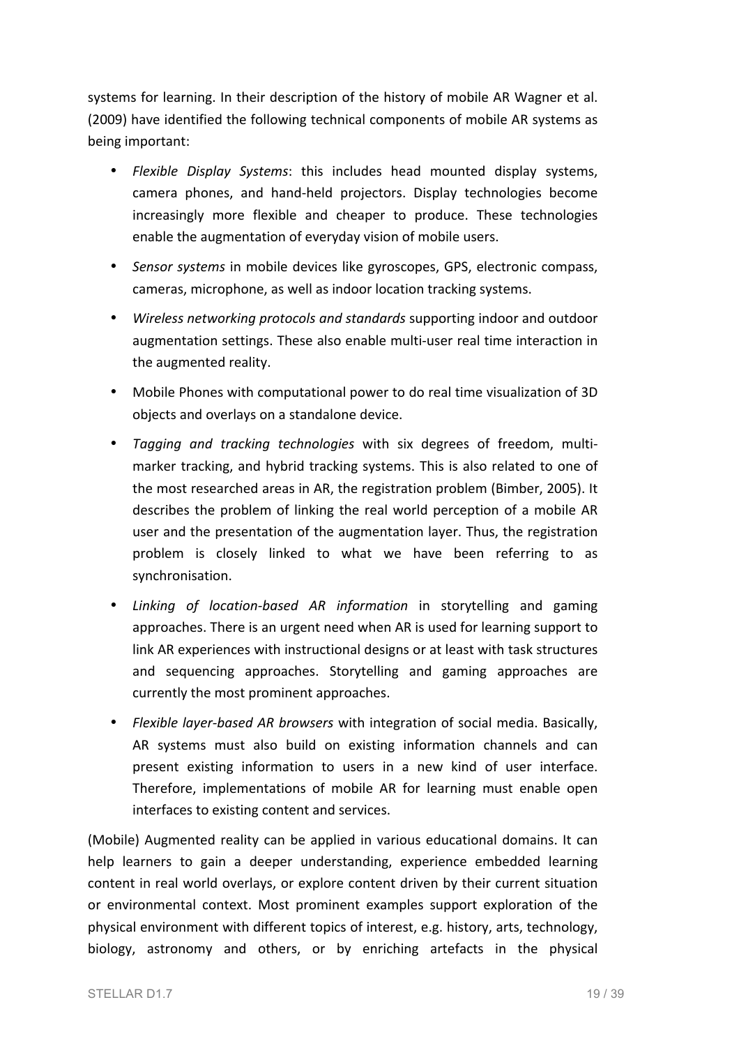systems for learning. In their description of the history of mobile AR Wagner et al. (2009) have identified the following technical components of mobile AR systems as being important:

- *Flexible Display Systems*: this includes head mounted display systems, camera phones, and hand-held projectors. Display technologies become increasingly more flexible and cheaper to produce. These technologies enable the augmentation of everyday vision of mobile users.
- *Sensor systems* in mobile devices like gyroscopes, GPS, electronic compass, cameras, microphone, as well as indoor location tracking systems.
- *Wireless networking protocols and standards* supporting indoor and outdoor augmentation settings. These also enable multi-user real time interaction in the augmented reality.
- Mobile Phones with computational power to do real time visualization of 3D objects and overlays on a standalone device.
- *Tagging and tracking technologies* with six degrees of freedom, multi-marker tracking, and hybrid tracking systems. This is also related to one of the most researched areas in AR, the registration problem (Bimber, 2005). It describes the problem of linking the real world perception of a mobile AR user and the presentation of the augmentation layer. Thus, the registration problem is closely linked to what we have been referring to as synchronisation.
- *Linking of location-based AR information* in storytelling and gaming approaches. There is an urgent need when AR is used for learning support to link AR experiences with instructional designs or at least with task structures and sequencing approaches. Storytelling and gaming approaches are currently the most prominent approaches.
- *Flexible layer-based AR browsers* with integration of social media. Basically, AR systems must also build on existing information channels and can present existing information to users in a new kind of user interface. Therefore, implementations of mobile AR for learning must enable open interfaces to existing content and services.

(Mobile) Augmented reality can be applied in various educational domains. It can help learners to gain a deeper understanding, experience embedded learning content in real world overlays, or explore content driven by their current situation or environmental context. Most prominent examples support exploration of the physical environment with different topics of interest, e.g. history, arts, technology, biology, astronomy and others, or by enriching artefacts in the physical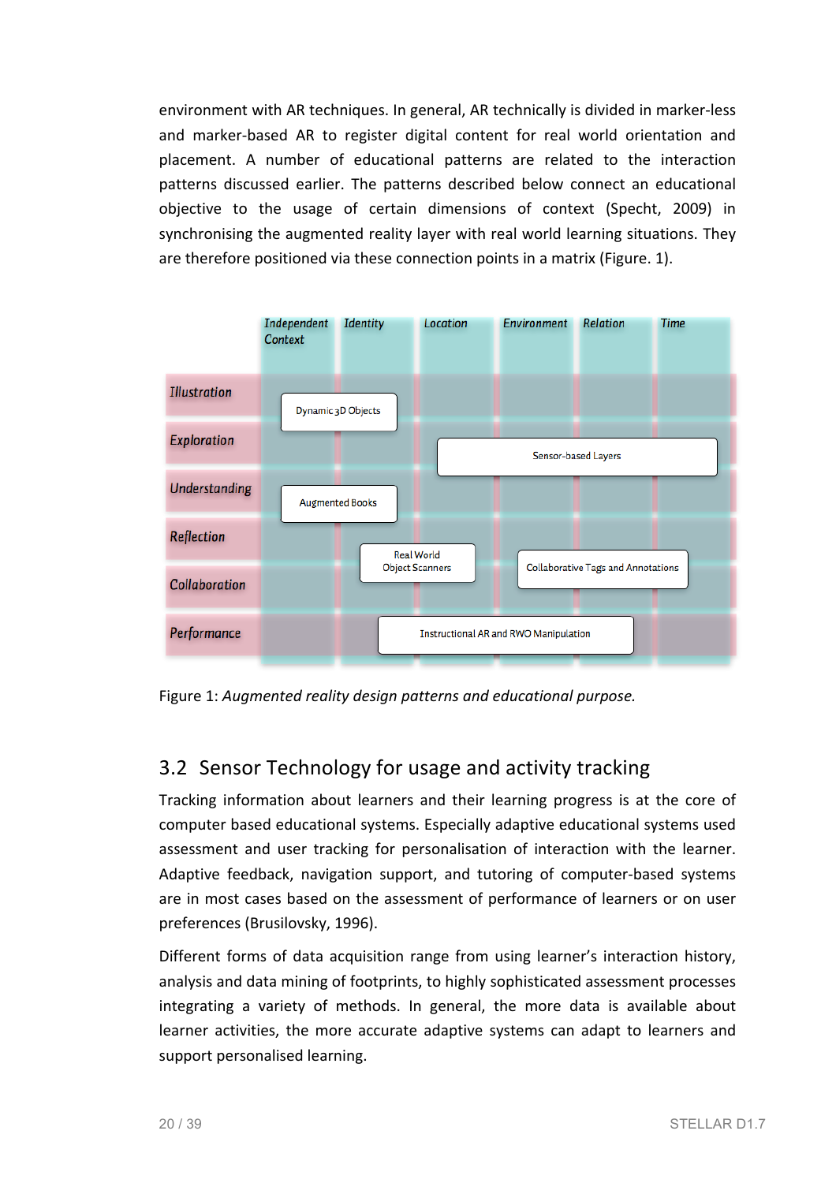environment with AR techniques. In general, AR technically is divided in marker-less and marker-based AR to register digital content for real world orientation and placement. A number of educational patterns are related to the interaction patterns discussed earlier. The patterns described below connect an educational objective to the usage of certain dimensions of context (Specht, 2009) in synchronising the augmented reality layer with real world learning situations. They are therefore positioned via these connection points in a matrix (Figure. 1).

| | Independent Context | Identity | Location | Environment | Relation | Time |
|---|---|---|---|---|---|---|
| Illustration | Dynamic 3D Objects | | | | | |
| Exploration | | | Sensor-based Layers | | | |
| Understanding | Augmented Books | | | | | |
| Reflection | | Real World Object Scanners | | Collaborative Tags and Annotations | | |
| Collaboration | | | | | | |
| Performance | | Instructional AR and RWO Manipulation | | | | |

Figure 1: *Augmented reality design patterns and educational purpose.*

## 3.2 Sensor Technology for usage and activity tracking

Tracking information about learners and their learning progress is at the core of computer based educational systems. Especially adaptive educational systems used assessment and user tracking for personalisation of interaction with the learner. Adaptive feedback, navigation support, and tutoring of computer-based systems are in most cases based on the assessment of performance of learners or on user preferences (Brusilovsky, 1996).

Different forms of data acquisition range from using learner's interaction history, analysis and data mining of footprints, to highly sophisticated assessment processes integrating a variety of methods. In general, the more data is available about learner activities, the more accurate adaptive systems can adapt to learners and support personalised learning.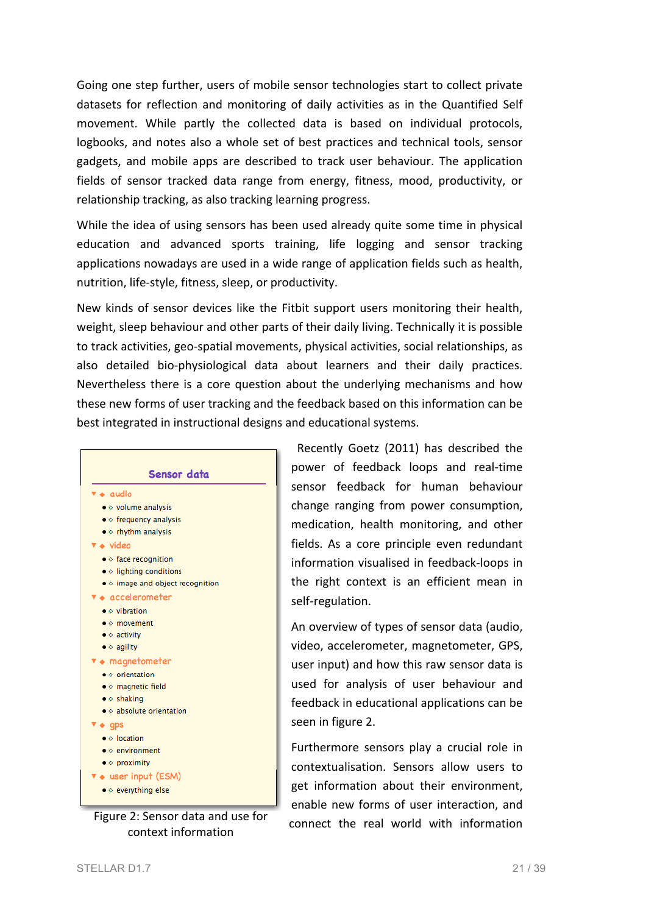Going one step further, users of mobile sensor technologies start to collect private datasets for reflection and monitoring of daily activities as in the Quantified Self movement. While partly the collected data is based on individual protocols, logbooks, and notes also a whole set of best practices and technical tools, sensor gadgets, and mobile apps are described to track user behaviour. The application fields of sensor tracked data range from energy, fitness, mood, productivity, or relationship tracking, as also tracking learning progress.

While the idea of using sensors has been used already quite some time in physical education and advanced sports training, life logging and sensor tracking applications nowadays are used in a wide range of application fields such as health, nutrition, life-style, fitness, sleep, or productivity.

New kinds of sensor devices like the Fitbit support users monitoring their health, weight, sleep behaviour and other parts of their daily living. Technically it is possible to track activities, geo-spatial movements, physical activities, social relationships, as also detailed bio-physiological data about learners and their daily practices. Nevertheless there is a core question about the underlying mechanisms and how these new forms of user tracking and the feedback based on this information can be best integrated in instructional designs and educational systems.

**Sensor data**

- audio
  - volume analysis
  - frequency analysis
  - rhythm analysis
- video
  - face recognition
  - lighting conditions
  - image and object recognition
- accelerometer
  - vibration
  - movement
  - activity
  - agility
- magnetometer
  - orientation
  - magnetic field
  - shaking
  - absolute orientation
- gps
  - location
  - environment
  - proximity
- user input (ESM)
  - everything else

Figure 2: Sensor data and use for context information

Recently Goetz (2011) has described the power of feedback loops and real-time sensor feedback for human behaviour change ranging from power consumption, medication, health monitoring, and other fields. As a core principle even redundant information visualised in feedback-loops in the right context is an efficient mean in self-regulation.

An overview of types of sensor data (audio, video, accelerometer, magnetometer, GPS, user input) and how this raw sensor data is used for analysis of user behaviour and feedback in educational applications can be seen in figure 2.

Furthermore sensors play a crucial role in contextualisation. Sensors allow users to get information about their environment, enable new forms of user interaction, and connect the real world with information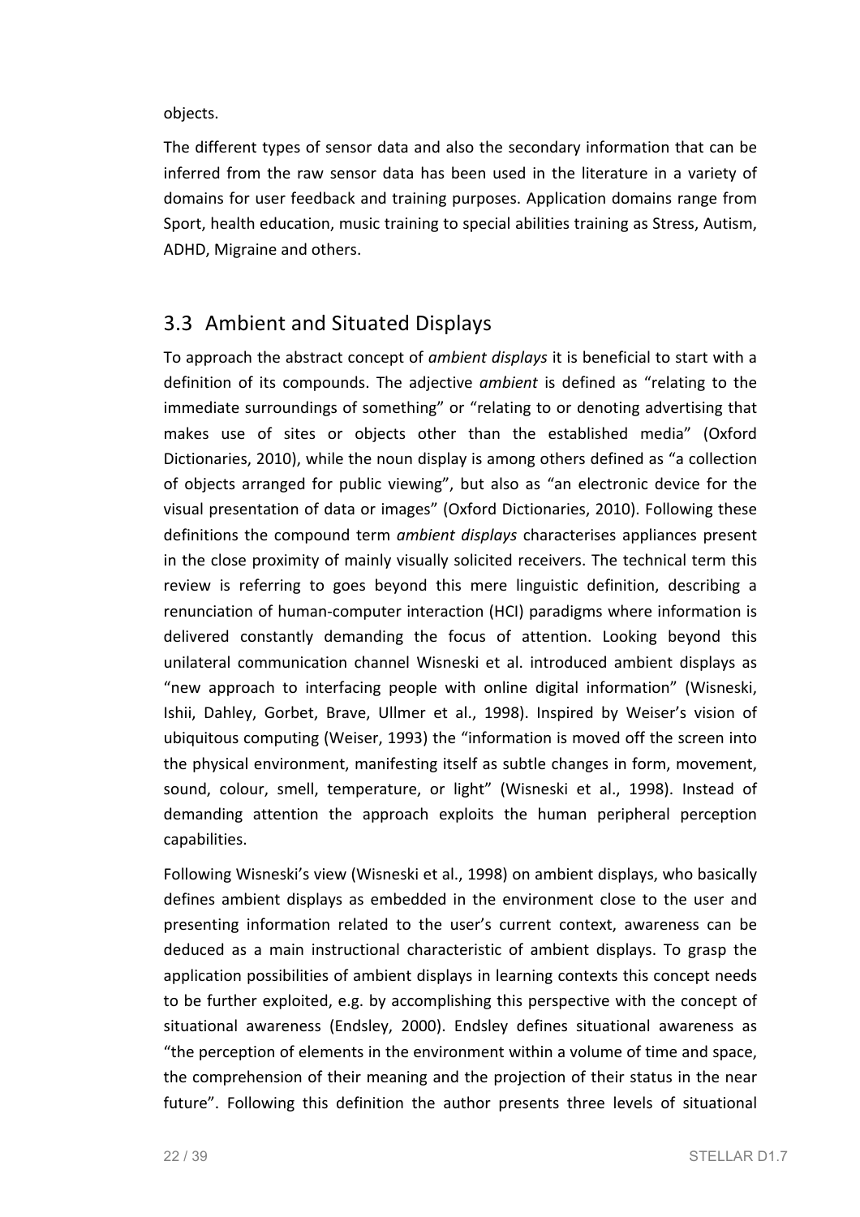objects.

The different types of sensor data and also the secondary information that can be inferred from the raw sensor data has been used in the literature in a variety of domains for user feedback and training purposes. Application domains range from Sport, health education, music training to special abilities training as Stress, Autism, ADHD, Migraine and others.

## 3.3 Ambient and Situated Displays

To approach the abstract concept of *ambient displays* it is beneficial to start with a definition of its compounds. The adjective *ambient* is defined as "relating to the immediate surroundings of something" or "relating to or denoting advertising that makes use of sites or objects other than the established media" (Oxford Dictionaries, 2010), while the noun display is among others defined as "a collection of objects arranged for public viewing", but also as "an electronic device for the visual presentation of data or images" (Oxford Dictionaries, 2010). Following these definitions the compound term *ambient displays* characterises appliances present in the close proximity of mainly visually solicited receivers. The technical term this review is referring to goes beyond this mere linguistic definition, describing a renunciation of human-computer interaction (HCI) paradigms where information is delivered constantly demanding the focus of attention. Looking beyond this unilateral communication channel Wisneski et al. introduced ambient displays as "new approach to interfacing people with online digital information" (Wisneski, Ishii, Dahley, Gorbet, Brave, Ullmer et al., 1998). Inspired by Weiser's vision of ubiquitous computing (Weiser, 1993) the "information is moved off the screen into the physical environment, manifesting itself as subtle changes in form, movement, sound, colour, smell, temperature, or light" (Wisneski et al., 1998). Instead of demanding attention the approach exploits the human peripheral perception capabilities.

Following Wisneski's view (Wisneski et al., 1998) on ambient displays, who basically defines ambient displays as embedded in the environment close to the user and presenting information related to the user's current context, awareness can be deduced as a main instructional characteristic of ambient displays. To grasp the application possibilities of ambient displays in learning contexts this concept needs to be further exploited, e.g. by accomplishing this perspective with the concept of situational awareness (Endsley, 2000). Endsley defines situational awareness as "the perception of elements in the environment within a volume of time and space, the comprehension of their meaning and the projection of their status in the near future". Following this definition the author presents three levels of situational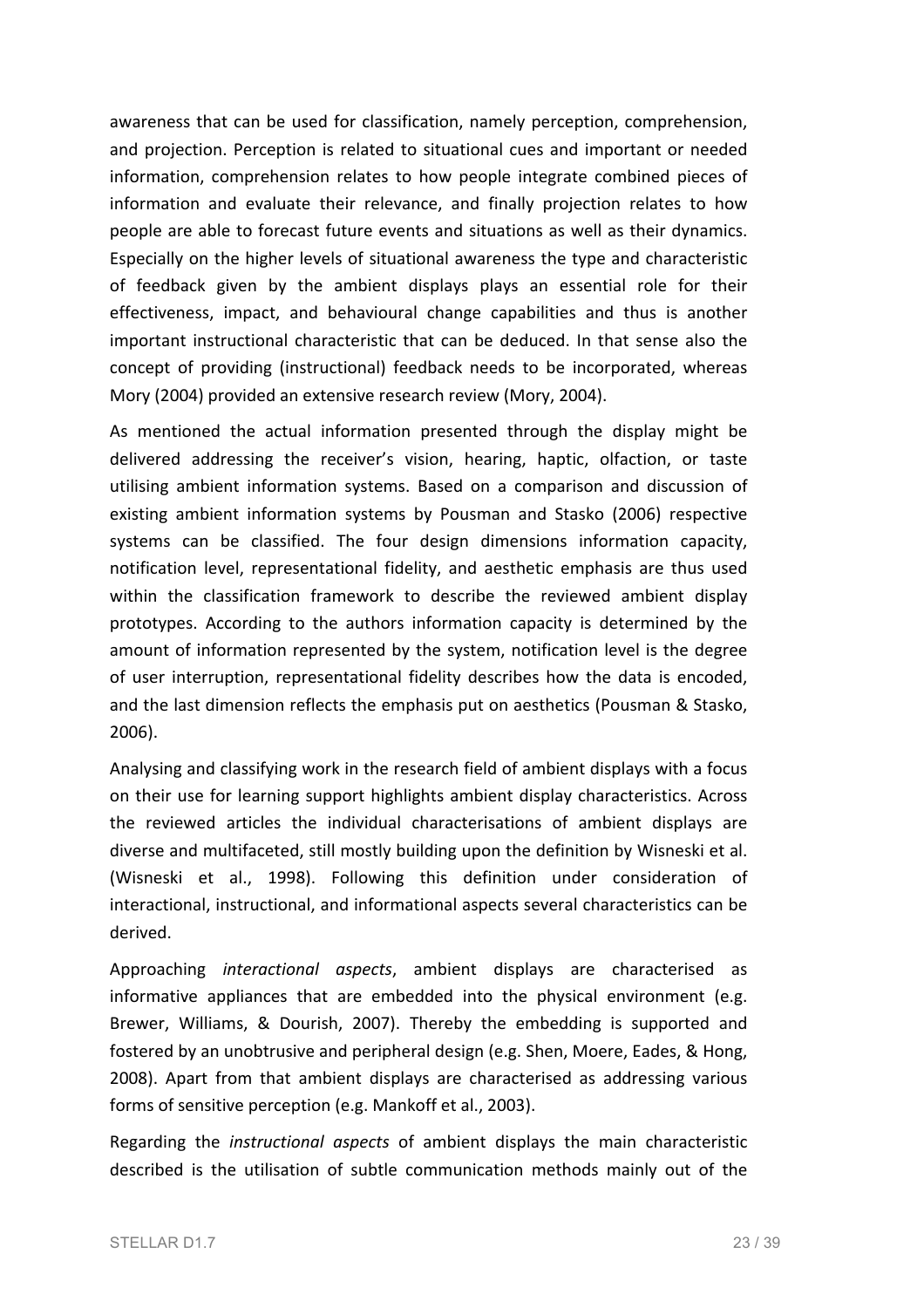awareness that can be used for classification, namely perception, comprehension, and projection. Perception is related to situational cues and important or needed information, comprehension relates to how people integrate combined pieces of information and evaluate their relevance, and finally projection relates to how people are able to forecast future events and situations as well as their dynamics. Especially on the higher levels of situational awareness the type and characteristic of feedback given by the ambient displays plays an essential role for their effectiveness, impact, and behavioural change capabilities and thus is another important instructional characteristic that can be deduced. In that sense also the concept of providing (instructional) feedback needs to be incorporated, whereas Mory (2004) provided an extensive research review (Mory, 2004).

As mentioned the actual information presented through the display might be delivered addressing the receiver's vision, hearing, haptic, olfaction, or taste utilising ambient information systems. Based on a comparison and discussion of existing ambient information systems by Pousman and Stasko (2006) respective systems can be classified. The four design dimensions information capacity, notification level, representational fidelity, and aesthetic emphasis are thus used within the classification framework to describe the reviewed ambient display prototypes. According to the authors information capacity is determined by the amount of information represented by the system, notification level is the degree of user interruption, representational fidelity describes how the data is encoded, and the last dimension reflects the emphasis put on aesthetics (Pousman & Stasko, 2006).

Analysing and classifying work in the research field of ambient displays with a focus on their use for learning support highlights ambient display characteristics. Across the reviewed articles the individual characterisations of ambient displays are diverse and multifaceted, still mostly building upon the definition by Wisneski et al. (Wisneski et al., 1998). Following this definition under consideration of interactional, instructional, and informational aspects several characteristics can be derived.

Approaching *interactional aspects*, ambient displays are characterised as informative appliances that are embedded into the physical environment (e.g. Brewer, Williams, & Dourish, 2007). Thereby the embedding is supported and fostered by an unobtrusive and peripheral design (e.g. Shen, Moere, Eades, & Hong, 2008). Apart from that ambient displays are characterised as addressing various forms of sensitive perception (e.g. Mankoff et al., 2003).

Regarding the *instructional aspects* of ambient displays the main characteristic described is the utilisation of subtle communication methods mainly out of the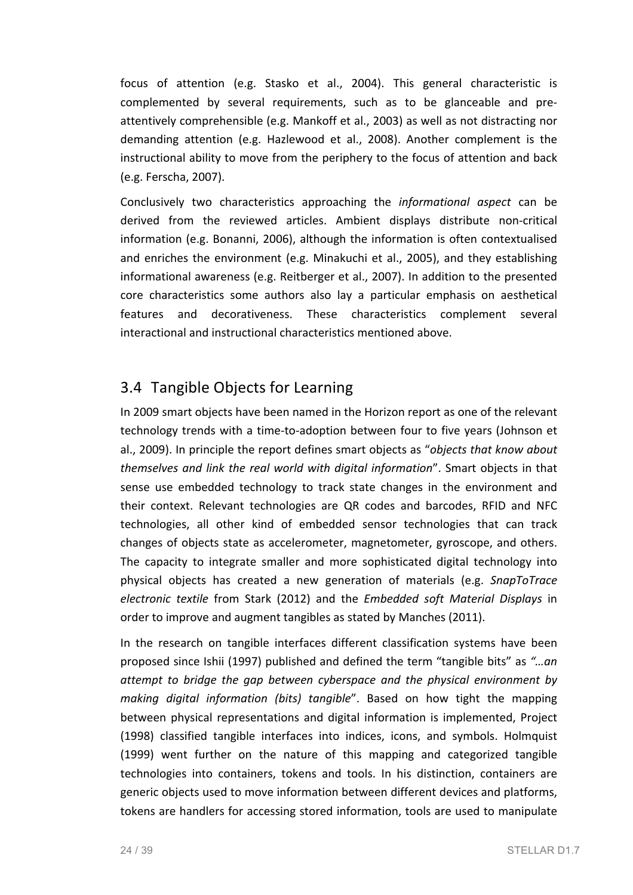focus of attention (e.g. Stasko et al., 2004). This general characteristic is complemented by several requirements, such as to be glanceable and pre-attentively comprehensible (e.g. Mankoff et al., 2003) as well as not distracting nor demanding attention (e.g. Hazlewood et al., 2008). Another complement is the instructional ability to move from the periphery to the focus of attention and back (e.g. Ferscha, 2007).

Conclusively two characteristics approaching the *informational aspect* can be derived from the reviewed articles. Ambient displays distribute non-critical information (e.g. Bonanni, 2006), although the information is often contextualised and enriches the environment (e.g. Minakuchi et al., 2005), and they establishing informational awareness (e.g. Reitberger et al., 2007). In addition to the presented core characteristics some authors also lay a particular emphasis on aesthetical features and decorativeness. These characteristics complement several interactional and instructional characteristics mentioned above.

## 3.4 Tangible Objects for Learning

In 2009 smart objects have been named in the Horizon report as one of the relevant technology trends with a time-to-adoption between four to five years (Johnson et al., 2009). In principle the report defines smart objects as "*objects that know about themselves and link the real world with digital information*". Smart objects in that sense use embedded technology to track state changes in the environment and their context. Relevant technologies are QR codes and barcodes, RFID and NFC technologies, all other kind of embedded sensor technologies that can track changes of objects state as accelerometer, magnetometer, gyroscope, and others. The capacity to integrate smaller and more sophisticated digital technology into physical objects has created a new generation of materials (e.g. *SnapToTrace electronic textile* from Stark (2012) and the *Embedded soft Material Displays* in order to improve and augment tangibles as stated by Manches (2011).

In the research on tangible interfaces different classification systems have been proposed since Ishii (1997) published and defined the term "tangible bits" as *"…an attempt to bridge the gap between cyberspace and the physical environment by making digital information (bits) tangible*". Based on how tight the mapping between physical representations and digital information is implemented, Project (1998) classified tangible interfaces into indices, icons, and symbols. Holmquist (1999) went further on the nature of this mapping and categorized tangible technologies into containers, tokens and tools. In his distinction, containers are generic objects used to move information between different devices and platforms, tokens are handlers for accessing stored information, tools are used to manipulate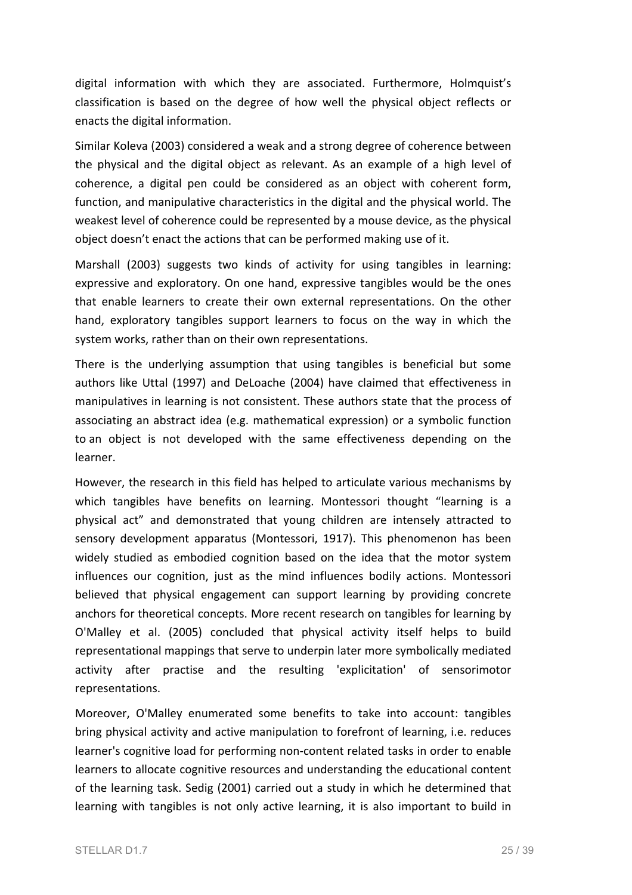digital information with which they are associated. Furthermore, Holmquist's classification is based on the degree of how well the physical object reflects or enacts the digital information.

Similar Koleva (2003) considered a weak and a strong degree of coherence between the physical and the digital object as relevant. As an example of a high level of coherence, a digital pen could be considered as an object with coherent form, function, and manipulative characteristics in the digital and the physical world. The weakest level of coherence could be represented by a mouse device, as the physical object doesn't enact the actions that can be performed making use of it.

Marshall (2003) suggests two kinds of activity for using tangibles in learning: expressive and exploratory. On one hand, expressive tangibles would be the ones that enable learners to create their own external representations. On the other hand, exploratory tangibles support learners to focus on the way in which the system works, rather than on their own representations.

There is the underlying assumption that using tangibles is beneficial but some authors like Uttal (1997) and DeLoache (2004) have claimed that effectiveness in manipulatives in learning is not consistent. These authors state that the process of associating an abstract idea (e.g. mathematical expression) or a symbolic function to an object is not developed with the same effectiveness depending on the learner.

However, the research in this field has helped to articulate various mechanisms by which tangibles have benefits on learning. Montessori thought "learning is a physical act" and demonstrated that young children are intensely attracted to sensory development apparatus (Montessori, 1917). This phenomenon has been widely studied as embodied cognition based on the idea that the motor system influences our cognition, just as the mind influences bodily actions. Montessori believed that physical engagement can support learning by providing concrete anchors for theoretical concepts. More recent research on tangibles for learning by O'Malley et al. (2005) concluded that physical activity itself helps to build representational mappings that serve to underpin later more symbolically mediated activity after practise and the resulting 'explicitation' of sensorimotor representations.

Moreover, O'Malley enumerated some benefits to take into account: tangibles bring physical activity and active manipulation to forefront of learning, i.e. reduces learner's cognitive load for performing non-content related tasks in order to enable learners to allocate cognitive resources and understanding the educational content of the learning task. Sedig (2001) carried out a study in which he determined that learning with tangibles is not only active learning, it is also important to build in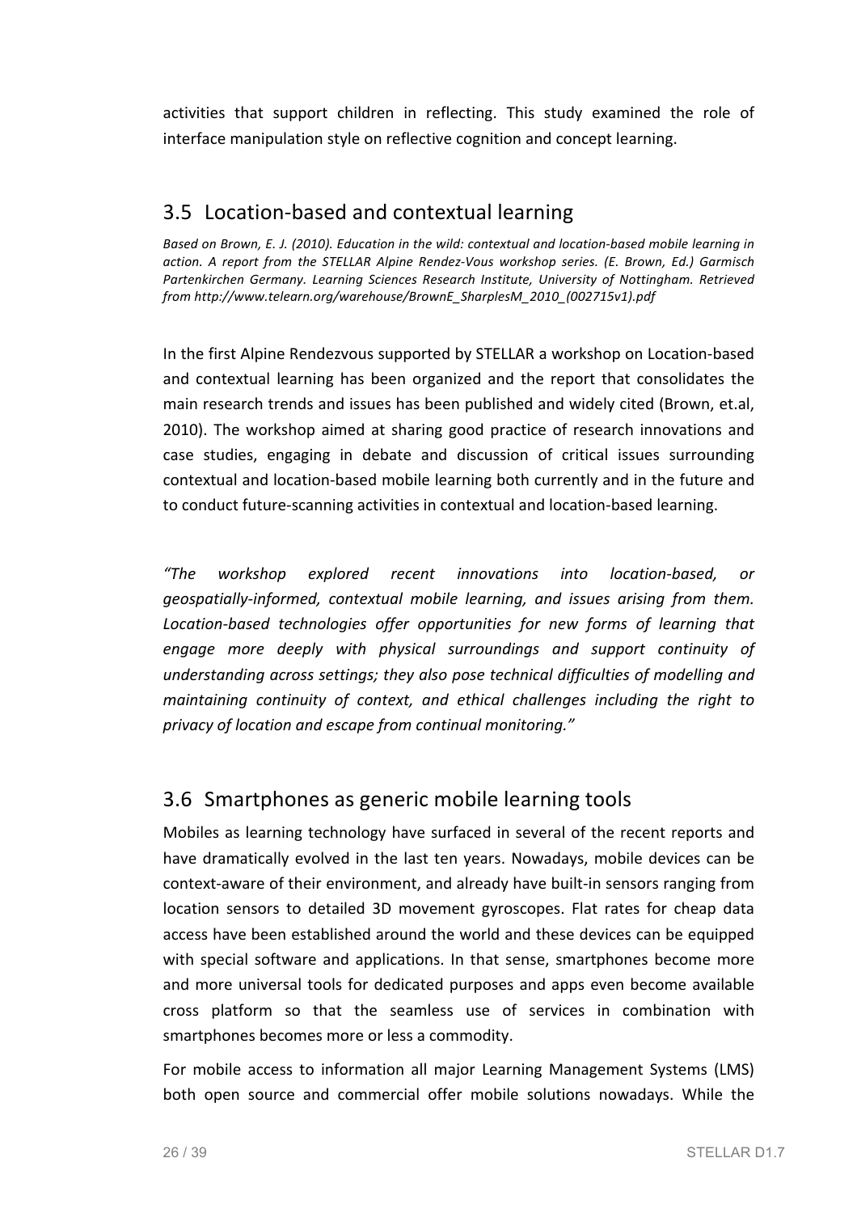activities that support children in reflecting. This study examined the role of interface manipulation style on reflective cognition and concept learning.

## 3.5 Location-based and contextual learning

*Based on Brown, E. J. (2010). Education in the wild: contextual and location-based mobile learning in action. A report from the STELLAR Alpine Rendez-Vous workshop series. (E. Brown, Ed.) Garmisch Partenkirchen Germany. Learning Sciences Research Institute, University of Nottingham. Retrieved from http://www.telearn.org/warehouse/BrownE_SharplesM_2010_(002715v1).pdf*

In the first Alpine Rendezvous supported by STELLAR a workshop on Location-based and contextual learning has been organized and the report that consolidates the main research trends and issues has been published and widely cited (Brown, et.al, 2010). The workshop aimed at sharing good practice of research innovations and case studies, engaging in debate and discussion of critical issues surrounding contextual and location-based mobile learning both currently and in the future and to conduct future-scanning activities in contextual and location-based learning.

*"The workshop explored recent innovations into location-based, or geospatially-informed, contextual mobile learning, and issues arising from them. Location-based technologies offer opportunities for new forms of learning that engage more deeply with physical surroundings and support continuity of understanding across settings; they also pose technical difficulties of modelling and maintaining continuity of context, and ethical challenges including the right to privacy of location and escape from continual monitoring."*

## 3.6 Smartphones as generic mobile learning tools

Mobiles as learning technology have surfaced in several of the recent reports and have dramatically evolved in the last ten years. Nowadays, mobile devices can be context-aware of their environment, and already have built-in sensors ranging from location sensors to detailed 3D movement gyroscopes. Flat rates for cheap data access have been established around the world and these devices can be equipped with special software and applications. In that sense, smartphones become more and more universal tools for dedicated purposes and apps even become available cross platform so that the seamless use of services in combination with smartphones becomes more or less a commodity.

For mobile access to information all major Learning Management Systems (LMS) both open source and commercial offer mobile solutions nowadays. While the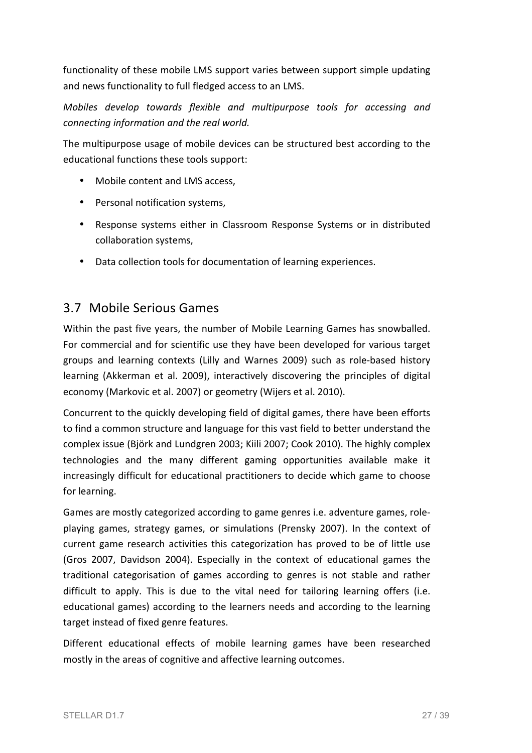functionality of these mobile LMS support varies between support simple updating and news functionality to full fledged access to an LMS.

*Mobiles develop towards flexible and multipurpose tools for accessing and connecting information and the real world.*

The multipurpose usage of mobile devices can be structured best according to the educational functions these tools support:

- Mobile content and LMS access,
- Personal notification systems,
- Response systems either in Classroom Response Systems or in distributed collaboration systems,
- Data collection tools for documentation of learning experiences.

## 3.7 Mobile Serious Games

Within the past five years, the number of Mobile Learning Games has snowballed. For commercial and for scientific use they have been developed for various target groups and learning contexts (Lilly and Warnes 2009) such as role-based history learning (Akkerman et al. 2009), interactively discovering the principles of digital economy (Markovic et al. 2007) or geometry (Wijers et al. 2010).

Concurrent to the quickly developing field of digital games, there have been efforts to find a common structure and language for this vast field to better understand the complex issue (Björk and Lundgren 2003; Kiili 2007; Cook 2010). The highly complex technologies and the many different gaming opportunities available make it increasingly difficult for educational practitioners to decide which game to choose for learning.

Games are mostly categorized according to game genres i.e. adventure games, role-playing games, strategy games, or simulations (Prensky 2007). In the context of current game research activities this categorization has proved to be of little use (Gros 2007, Davidson 2004). Especially in the context of educational games the traditional categorisation of games according to genres is not stable and rather difficult to apply. This is due to the vital need for tailoring learning offers (i.e. educational games) according to the learners needs and according to the learning target instead of fixed genre features.

Different educational effects of mobile learning games have been researched mostly in the areas of cognitive and affective learning outcomes.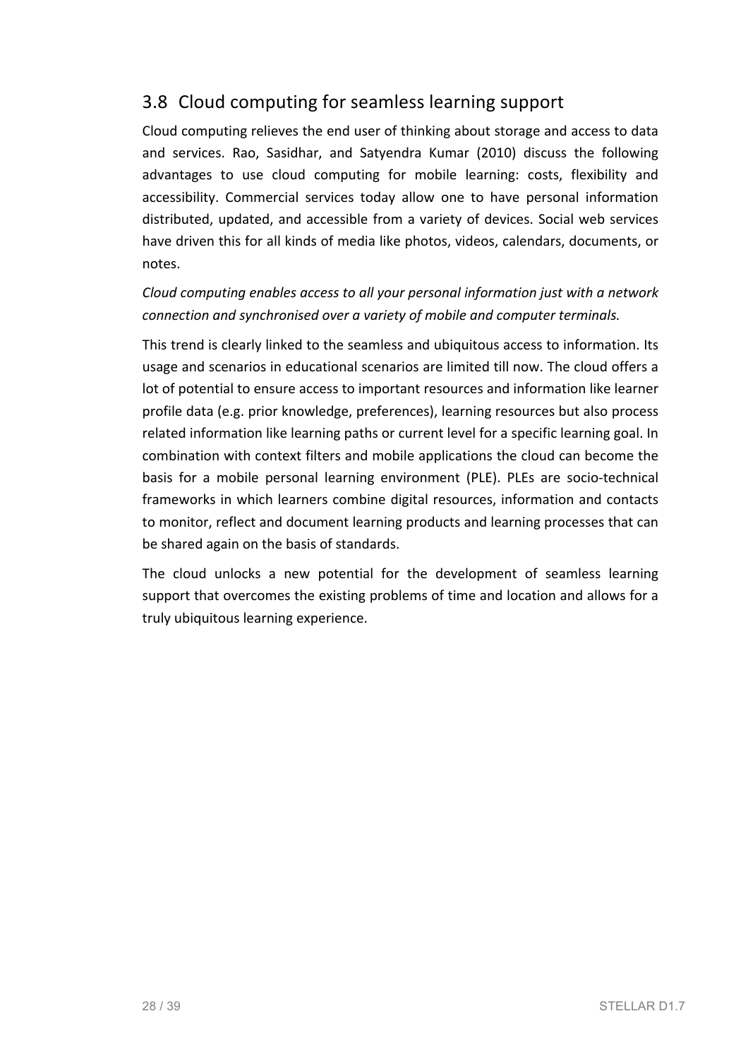## 3.8 Cloud computing for seamless learning support

Cloud computing relieves the end user of thinking about storage and access to data and services. Rao, Sasidhar, and Satyendra Kumar (2010) discuss the following advantages to use cloud computing for mobile learning: costs, flexibility and accessibility. Commercial services today allow one to have personal information distributed, updated, and accessible from a variety of devices. Social web services have driven this for all kinds of media like photos, videos, calendars, documents, or notes.

*Cloud computing enables access to all your personal information just with a network connection and synchronised over a variety of mobile and computer terminals.*

This trend is clearly linked to the seamless and ubiquitous access to information. Its usage and scenarios in educational scenarios are limited till now. The cloud offers a lot of potential to ensure access to important resources and information like learner profile data (e.g. prior knowledge, preferences), learning resources but also process related information like learning paths or current level for a specific learning goal. In combination with context filters and mobile applications the cloud can become the basis for a mobile personal learning environment (PLE). PLEs are socio-technical frameworks in which learners combine digital resources, information and contacts to monitor, reflect and document learning products and learning processes that can be shared again on the basis of standards.

The cloud unlocks a new potential for the development of seamless learning support that overcomes the existing problems of time and location and allows for a truly ubiquitous learning experience.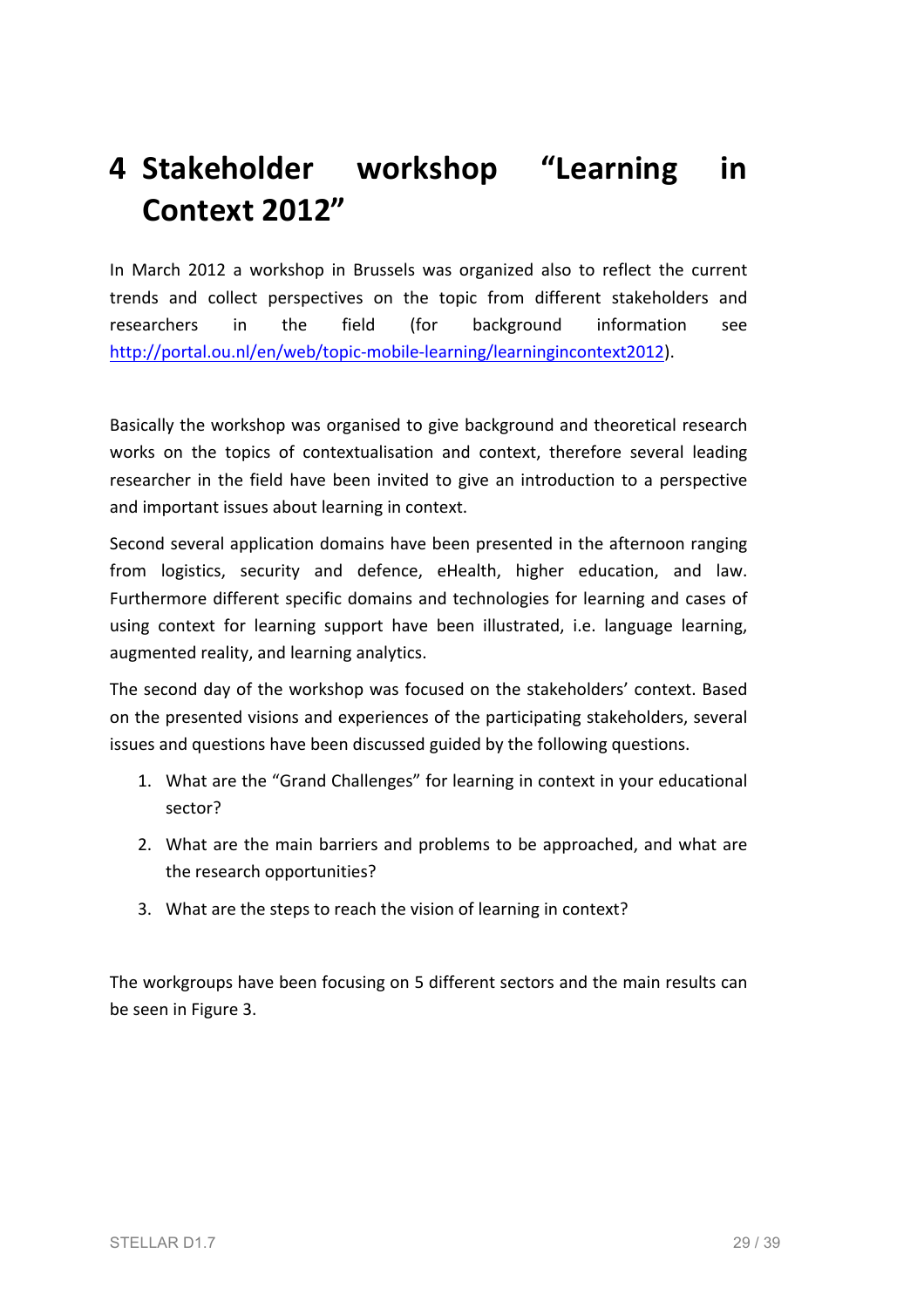# 4 Stakeholder workshop "Learning in Context 2012"

In March 2012 a workshop in Brussels was organized also to reflect the current trends and collect perspectives on the topic from different stakeholders and researchers in the field (for background information see http://portal.ou.nl/en/web/topic-mobile-learning/learningincontext2012).

Basically the workshop was organised to give background and theoretical research works on the topics of contextualisation and context, therefore several leading researcher in the field have been invited to give an introduction to a perspective and important issues about learning in context.

Second several application domains have been presented in the afternoon ranging from logistics, security and defence, eHealth, higher education, and law. Furthermore different specific domains and technologies for learning and cases of using context for learning support have been illustrated, i.e. language learning, augmented reality, and learning analytics.

The second day of the workshop was focused on the stakeholders' context. Based on the presented visions and experiences of the participating stakeholders, several issues and questions have been discussed guided by the following questions.

1. What are the "Grand Challenges" for learning in context in your educational sector?
2. What are the main barriers and problems to be approached, and what are the research opportunities?
3. What are the steps to reach the vision of learning in context?

The workgroups have been focusing on 5 different sectors and the main results can be seen in Figure 3.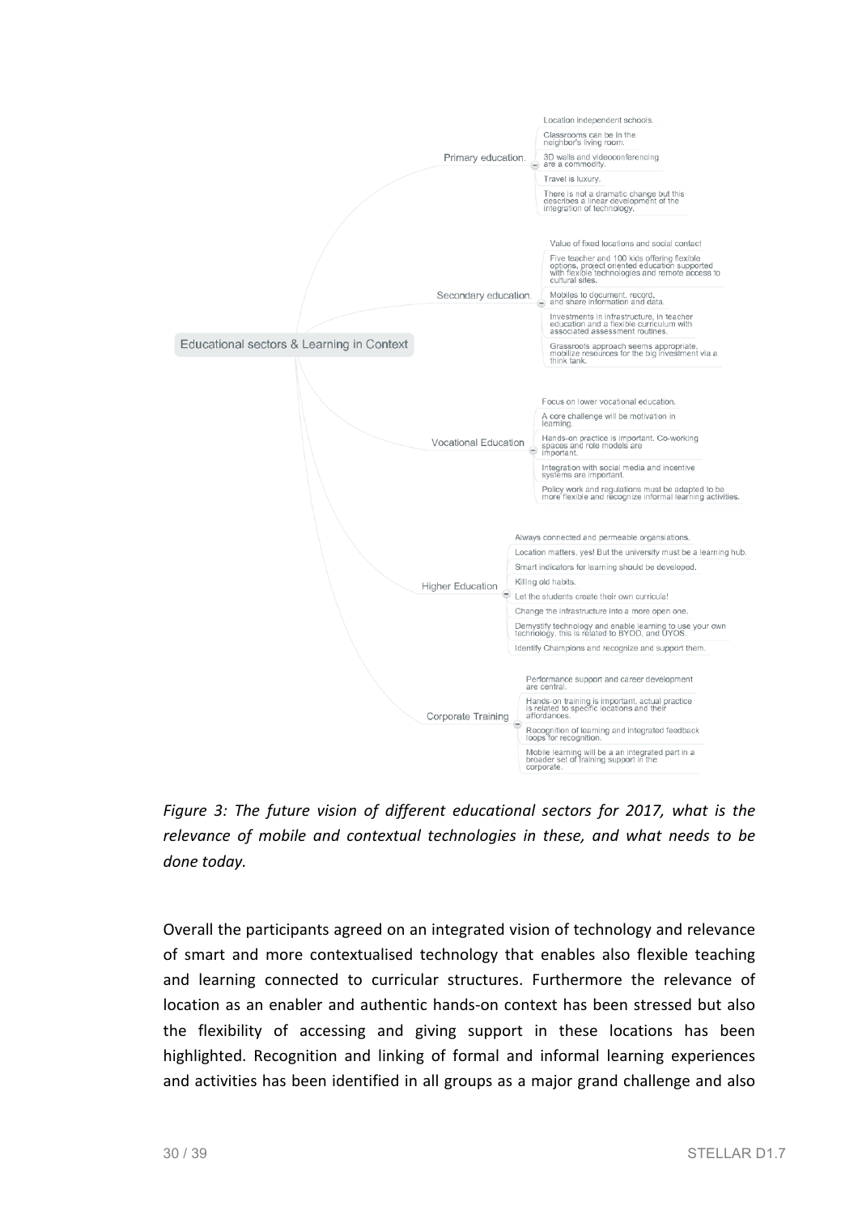- Educational sectors & Learning in Context
  - Primary education.
    - Location independent schools.
    - Classrooms can be in the neighbor's living room.
    - 3D walls and videoconferencing are a commodity.
    - Travel is luxury.
    - There is not a dramatic change but this describes a linear development of the integration of technology.
  - Secondary education.
    - Value of fixed locations and social contact
    - Five teacher and 100 kids offering flexible options, project oriented education supported with flexible technologies and remote access to cultural sites.
    - Mobiles to document, record, and share information and data.
    - Investments in infrastructure, in teacher education and a flexible curriculum with associated assessment routines.
    - Grassroots approach seems appropriate, mobilize resources for the big investment via a think tank.
  - Vocational Education
    - Focus on lower vocational education.
    - A core challenge will be motivation in learning.
    - Hands-on practice is important. Co-working spaces and role models are important.
    - Integration with social media and incentive systems are important.
    - Policy work and regulations must be adapted to be more flexible and recognize informal learning activities.
  - Higher Education
    - Always connected and permeable organsiations.
    - Location matters, yes! But the university must be a learning hub.
    - Smart indicators for learning should be developed.
    - Killing old habits.
    - Let the students create their own curricula!
    - Change the infrastructure into a more open one.
    - Demystify technology and enable learning to use your own technology, this is related to BYOD, and UYOS.
    - Identify Champions and recognize and support them.
  - Corporate Training
    - Performance support and career development are central.
    - Hands-on training is important, actual practice is related to specific locations and their affordances.
    - Recognition of learning and integrated feedback loops for recognition.
    - Mobile learning will be a an integrated part in a broader set of training support in the corporate.

*Figure 3: The future vision of different educational sectors for 2017, what is the relevance of mobile and contextual technologies in these, and what needs to be done today.*

Overall the participants agreed on an integrated vision of technology and relevance of smart and more contextualised technology that enables also flexible teaching and learning connected to curricular structures. Furthermore the relevance of location as an enabler and authentic hands-on context has been stressed but also the flexibility of accessing and giving support in these locations has been highlighted. Recognition and linking of formal and informal learning experiences and activities has been identified in all groups as a major grand challenge and also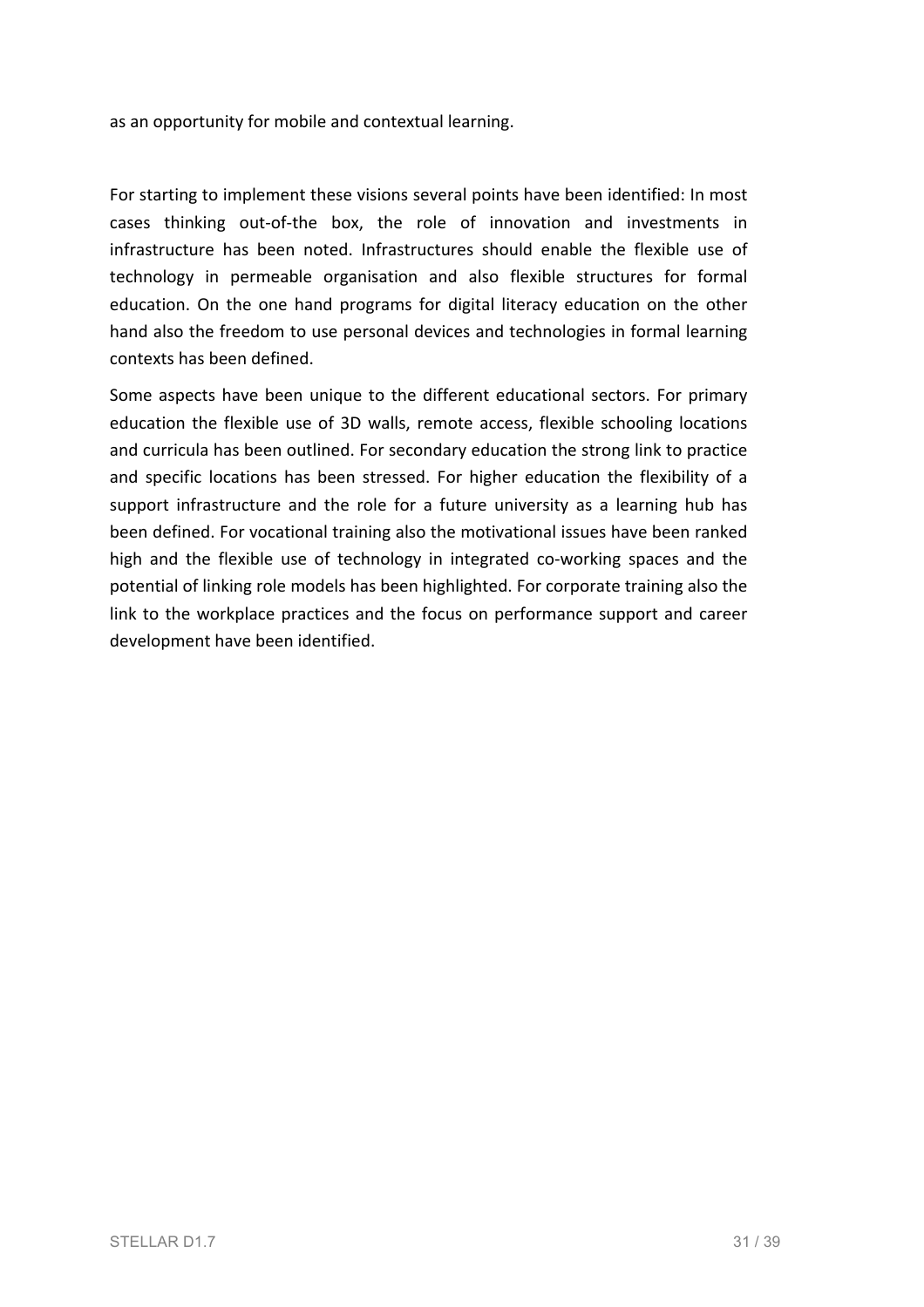as an opportunity for mobile and contextual learning.

For starting to implement these visions several points have been identified: In most cases thinking out-of-the box, the role of innovation and investments in infrastructure has been noted. Infrastructures should enable the flexible use of technology in permeable organisation and also flexible structures for formal education. On the one hand programs for digital literacy education on the other hand also the freedom to use personal devices and technologies in formal learning contexts has been defined.

Some aspects have been unique to the different educational sectors. For primary education the flexible use of 3D walls, remote access, flexible schooling locations and curricula has been outlined. For secondary education the strong link to practice and specific locations has been stressed. For higher education the flexibility of a support infrastructure and the role for a future university as a learning hub has been defined. For vocational training also the motivational issues have been ranked high and the flexible use of technology in integrated co-working spaces and the potential of linking role models has been highlighted. For corporate training also the link to the workplace practices and the focus on performance support and career development have been identified.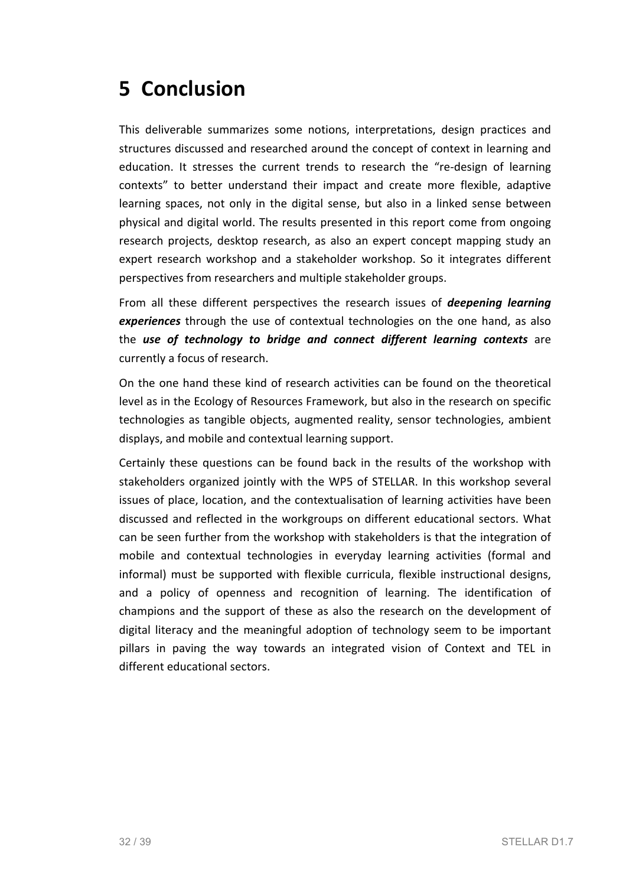# 5 Conclusion

This deliverable summarizes some notions, interpretations, design practices and structures discussed and researched around the concept of context in learning and education. It stresses the current trends to research the "re-design of learning contexts" to better understand their impact and create more flexible, adaptive learning spaces, not only in the digital sense, but also in a linked sense between physical and digital world. The results presented in this report come from ongoing research projects, desktop research, as also an expert concept mapping study an expert research workshop and a stakeholder workshop. So it integrates different perspectives from researchers and multiple stakeholder groups.

From all these different perspectives the research issues of ***deepening learning experiences*** through the use of contextual technologies on the one hand, as also the ***use of technology to bridge and connect different learning contexts*** are currently a focus of research.

On the one hand these kind of research activities can be found on the theoretical level as in the Ecology of Resources Framework, but also in the research on specific technologies as tangible objects, augmented reality, sensor technologies, ambient displays, and mobile and contextual learning support.

Certainly these questions can be found back in the results of the workshop with stakeholders organized jointly with the WP5 of STELLAR. In this workshop several issues of place, location, and the contextualisation of learning activities have been discussed and reflected in the workgroups on different educational sectors. What can be seen further from the workshop with stakeholders is that the integration of mobile and contextual technologies in everyday learning activities (formal and informal) must be supported with flexible curricula, flexible instructional designs, and a policy of openness and recognition of learning. The identification of champions and the support of these as also the research on the development of digital literacy and the meaningful adoption of technology seem to be important pillars in paving the way towards an integrated vision of Context and TEL in different educational sectors.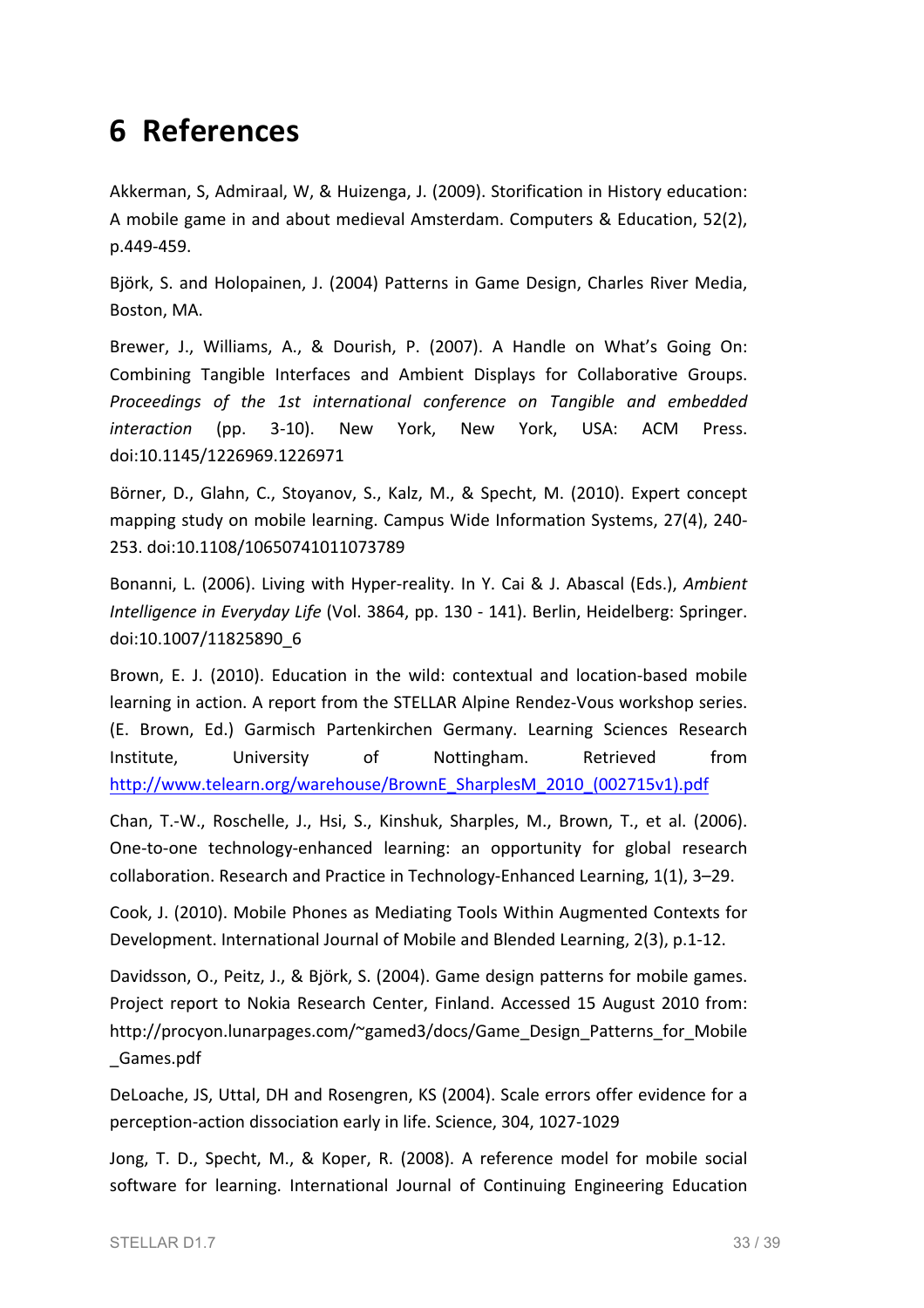# 6 References

Akkerman, S, Admiraal, W, & Huizenga, J. (2009). Storification in History education: A mobile game in and about medieval Amsterdam. Computers & Education, 52(2), p.449-459.

Björk, S. and Holopainen, J. (2004) Patterns in Game Design, Charles River Media, Boston, MA.

Brewer, J., Williams, A., & Dourish, P. (2007). A Handle on What's Going On: Combining Tangible Interfaces and Ambient Displays for Collaborative Groups. *Proceedings of the 1st international conference on Tangible and embedded interaction* (pp. 3-10). New York, New York, USA: ACM Press. doi:10.1145/1226969.1226971

Börner, D., Glahn, C., Stoyanov, S., Kalz, M., & Specht, M. (2010). Expert concept mapping study on mobile learning. Campus Wide Information Systems, 27(4), 240-253. doi:10.1108/10650741011073789

Bonanni, L. (2006). Living with Hyper-reality. In Y. Cai & J. Abascal (Eds.), *Ambient Intelligence in Everyday Life* (Vol. 3864, pp. 130 - 141). Berlin, Heidelberg: Springer. doi:10.1007/11825890_6

Brown, E. J. (2010). Education in the wild: contextual and location-based mobile learning in action. A report from the STELLAR Alpine Rendez-Vous workshop series. (E. Brown, Ed.) Garmisch Partenkirchen Germany. Learning Sciences Research Institute, University of Nottingham. Retrieved from http://www.telearn.org/warehouse/BrownE_SharplesM_2010_(002715v1).pdf

Chan, T.-W., Roschelle, J., Hsi, S., Kinshuk, Sharples, M., Brown, T., et al. (2006). One-to-one technology-enhanced learning: an opportunity for global research collaboration. Research and Practice in Technology-Enhanced Learning, 1(1), 3–29.

Cook, J. (2010). Mobile Phones as Mediating Tools Within Augmented Contexts for Development. International Journal of Mobile and Blended Learning, 2(3), p.1-12.

Davidsson, O., Peitz, J., & Björk, S. (2004). Game design patterns for mobile games. Project report to Nokia Research Center, Finland. Accessed 15 August 2010 from: http://procyon.lunarpages.com/~gamed3/docs/Game_Design_Patterns_for_Mobile_Games.pdf

DeLoache, JS, Uttal, DH and Rosengren, KS (2004). Scale errors offer evidence for a perception-action dissociation early in life. Science, 304, 1027-1029

Jong, T. D., Specht, M., & Koper, R. (2008). A reference model for mobile social software for learning. International Journal of Continuing Engineering Education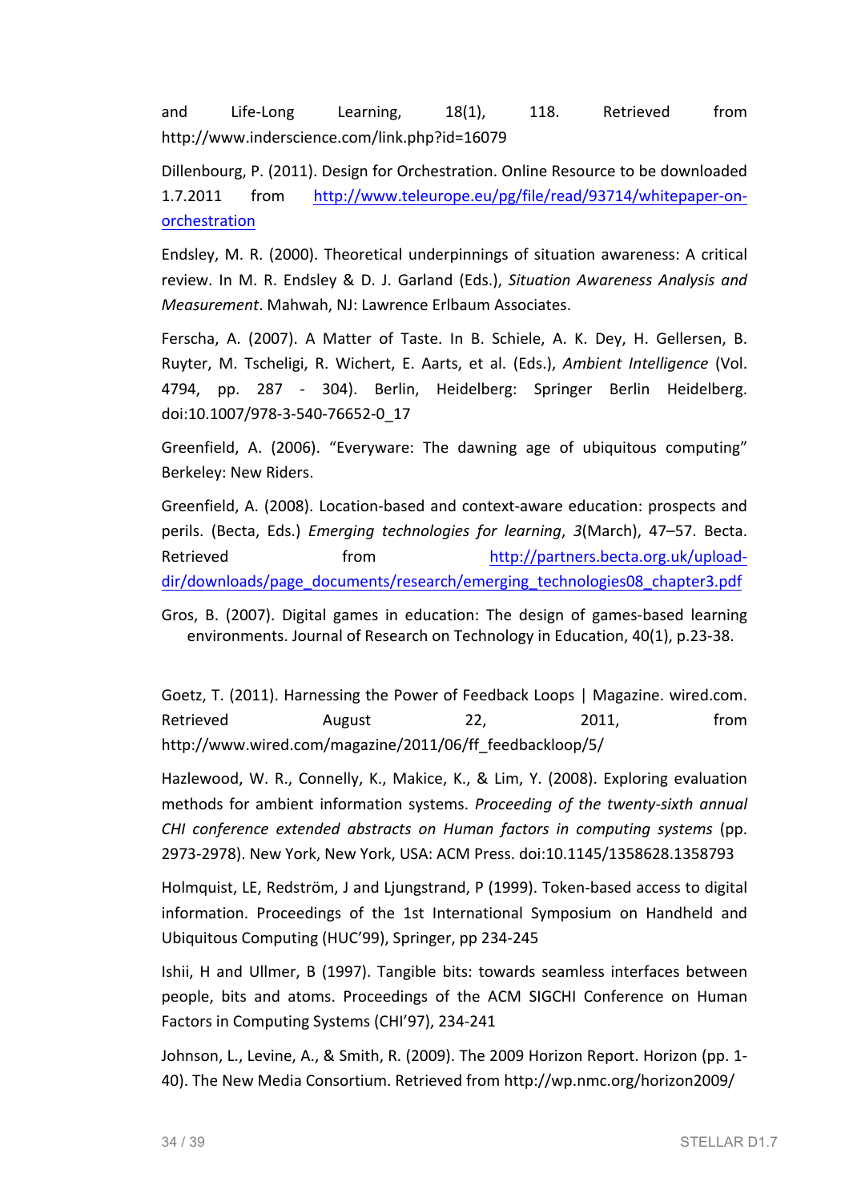and Life-Long Learning, 18(1), 118. Retrieved from http://www.inderscience.com/link.php?id=16079

Dillenbourg, P. (2011). Design for Orchestration. Online Resource to be downloaded 1.7.2011 from http://www.teleurope.eu/pg/file/read/93714/whitepaper-on-orchestration

Endsley, M. R. (2000). Theoretical underpinnings of situation awareness: A critical review. In M. R. Endsley & D. J. Garland (Eds.), *Situation Awareness Analysis and Measurement*. Mahwah, NJ: Lawrence Erlbaum Associates.

Ferscha, A. (2007). A Matter of Taste. In B. Schiele, A. K. Dey, H. Gellersen, B. Ruyter, M. Tscheligi, R. Wichert, E. Aarts, et al. (Eds.), *Ambient Intelligence* (Vol. 4794, pp. 287 - 304). Berlin, Heidelberg: Springer Berlin Heidelberg. doi:10.1007/978-3-540-76652-0_17

Greenfield, A. (2006). "Everyware: The dawning age of ubiquitous computing" Berkeley: New Riders.

Greenfield, A. (2008). Location-based and context-aware education: prospects and perils. (Becta, Eds.) *Emerging technologies for learning*, *3*(March), 47–57. Becta. Retrieved from http://partners.becta.org.uk/upload-dir/downloads/page_documents/research/emerging_technologies08_chapter3.pdf

Gros, B. (2007). Digital games in education: The design of games-based learning environments. Journal of Research on Technology in Education, 40(1), p.23-38.

Goetz, T. (2011). Harnessing the Power of Feedback Loops | Magazine. wired.com. Retrieved August 22, 2011, from http://www.wired.com/magazine/2011/06/ff_feedbackloop/5/

Hazlewood, W. R., Connelly, K., Makice, K., & Lim, Y. (2008). Exploring evaluation methods for ambient information systems. *Proceeding of the twenty-sixth annual CHI conference extended abstracts on Human factors in computing systems* (pp. 2973-2978). New York, New York, USA: ACM Press. doi:10.1145/1358628.1358793

Holmquist, LE, Redström, J and Ljungstrand, P (1999). Token-based access to digital information. Proceedings of the 1st International Symposium on Handheld and Ubiquitous Computing (HUC'99), Springer, pp 234-245

Ishii, H and Ullmer, B (1997). Tangible bits: towards seamless interfaces between people, bits and atoms. Proceedings of the ACM SIGCHI Conference on Human Factors in Computing Systems (CHI'97), 234-241

Johnson, L., Levine, A., & Smith, R. (2009). The 2009 Horizon Report. Horizon (pp. 1-40). The New Media Consortium. Retrieved from http://wp.nmc.org/horizon2009/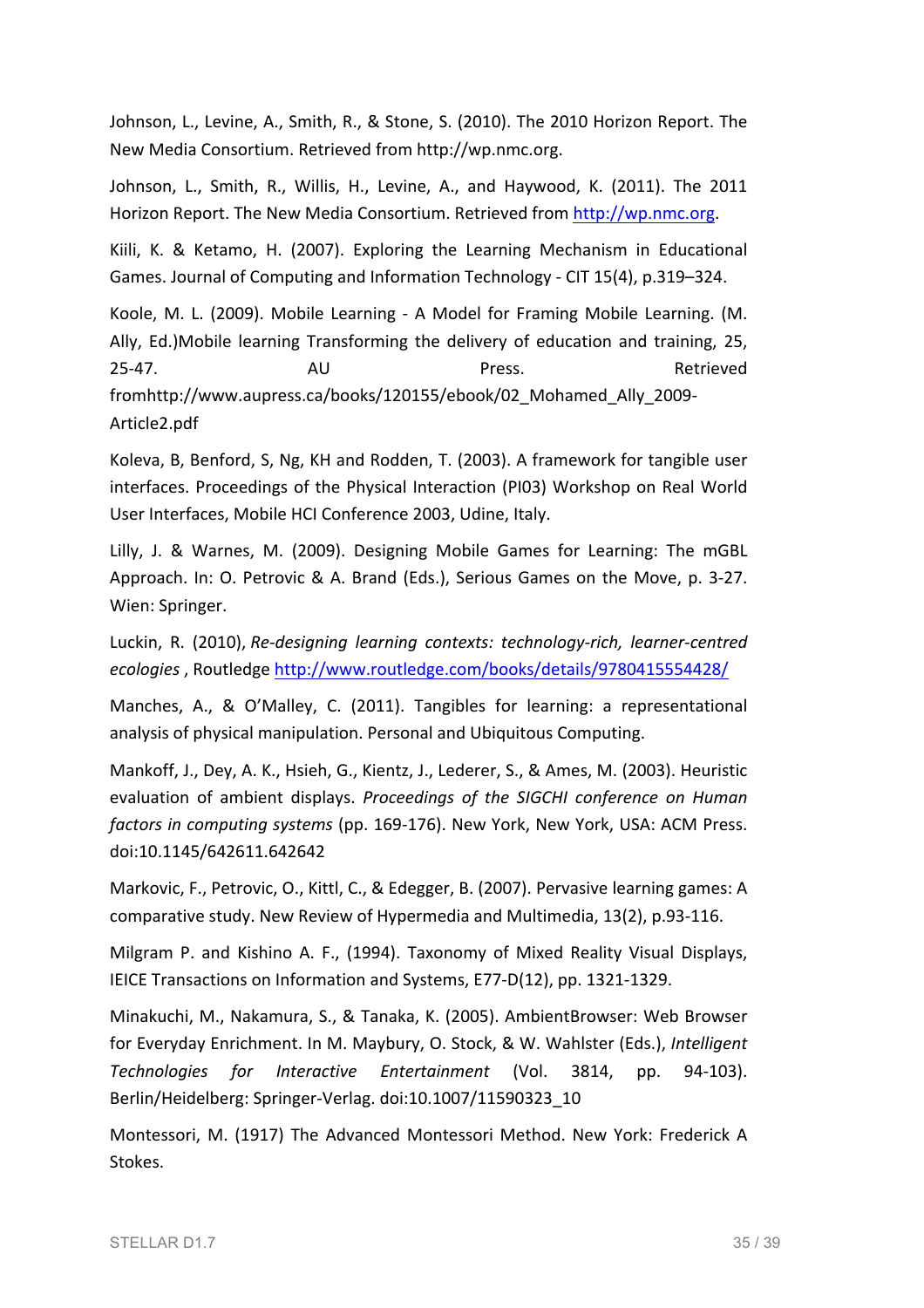Johnson, L., Levine, A., Smith, R., & Stone, S. (2010). The 2010 Horizon Report. The New Media Consortium. Retrieved from http://wp.nmc.org.

Johnson, L., Smith, R., Willis, H., Levine, A., and Haywood, K. (2011). The 2011 Horizon Report. The New Media Consortium. Retrieved from http://wp.nmc.org.

Kiili, K. & Ketamo, H. (2007). Exploring the Learning Mechanism in Educational Games. Journal of Computing and Information Technology - CIT 15(4), p.319–324.

Koole, M. L. (2009). Mobile Learning - A Model for Framing Mobile Learning. (M. Ally, Ed.)Mobile learning Transforming the delivery of education and training, 25, 25-47. AU Press. Retrieved fromhttp://www.aupress.ca/books/120155/ebook/02_Mohamed_Ally_2009-Article2.pdf

Koleva, B, Benford, S, Ng, KH and Rodden, T. (2003). A framework for tangible user interfaces. Proceedings of the Physical Interaction (PI03) Workshop on Real World User Interfaces, Mobile HCI Conference 2003, Udine, Italy.

Lilly, J. & Warnes, M. (2009). Designing Mobile Games for Learning: The mGBL Approach. In: O. Petrovic & A. Brand (Eds.), Serious Games on the Move, p. 3-27. Wien: Springer.

Luckin, R. (2010), *Re-designing learning contexts: technology-rich, learner-centred ecologies* , Routledge http://www.routledge.com/books/details/9780415554428/

Manches, A., & O'Malley, C. (2011). Tangibles for learning: a representational analysis of physical manipulation. Personal and Ubiquitous Computing.

Mankoff, J., Dey, A. K., Hsieh, G., Kientz, J., Lederer, S., & Ames, M. (2003). Heuristic evaluation of ambient displays. *Proceedings of the SIGCHI conference on Human factors in computing systems* (pp. 169-176). New York, New York, USA: ACM Press. doi:10.1145/642611.642642

Markovic, F., Petrovic, O., Kittl, C., & Edegger, B. (2007). Pervasive learning games: A comparative study. New Review of Hypermedia and Multimedia, 13(2), p.93-116.

Milgram P. and Kishino A. F., (1994). Taxonomy of Mixed Reality Visual Displays, IEICE Transactions on Information and Systems, E77-D(12), pp. 1321-1329.

Minakuchi, M., Nakamura, S., & Tanaka, K. (2005). AmbientBrowser: Web Browser for Everyday Enrichment. In M. Maybury, O. Stock, & W. Wahlster (Eds.), *Intelligent Technologies for Interactive Entertainment* (Vol. 3814, pp. 94-103). Berlin/Heidelberg: Springer-Verlag. doi:10.1007/11590323_10

Montessori, M. (1917) The Advanced Montessori Method. New York: Frederick A Stokes.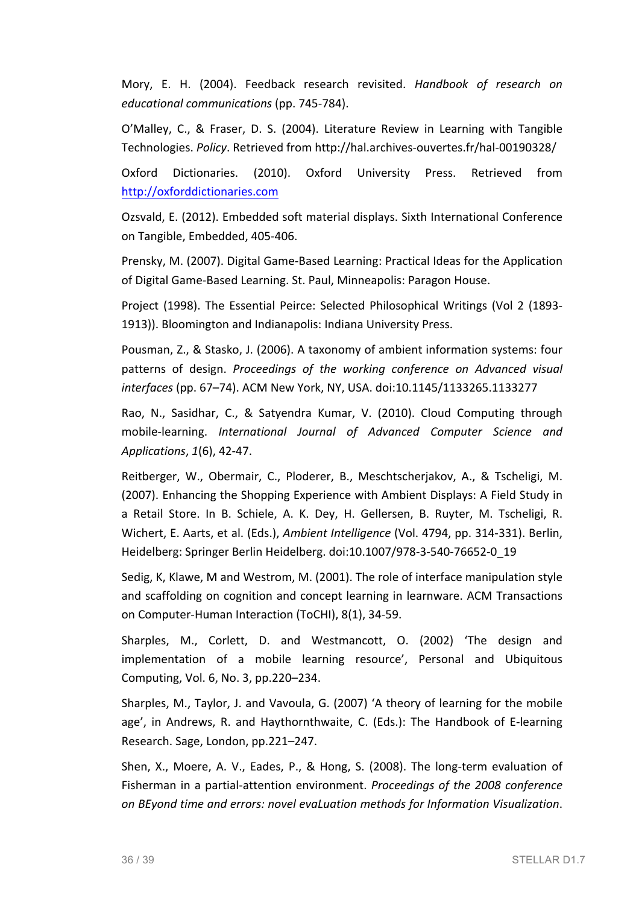Mory, E. H. (2004). Feedback research revisited. *Handbook of research on educational communications* (pp. 745-784).

O'Malley, C., & Fraser, D. S. (2004). Literature Review in Learning with Tangible Technologies. *Policy*. Retrieved from http://hal.archives-ouvertes.fr/hal-00190328/

Oxford Dictionaries. (2010). Oxford University Press. Retrieved from http://oxforddictionaries.com

Ozsvald, E. (2012). Embedded soft material displays. Sixth International Conference on Tangible, Embedded, 405-406.

Prensky, M. (2007). Digital Game-Based Learning: Practical Ideas for the Application of Digital Game-Based Learning. St. Paul, Minneapolis: Paragon House.

Project (1998). The Essential Peirce: Selected Philosophical Writings (Vol 2 (1893-1913)). Bloomington and Indianapolis: Indiana University Press.

Pousman, Z., & Stasko, J. (2006). A taxonomy of ambient information systems: four patterns of design. *Proceedings of the working conference on Advanced visual interfaces* (pp. 67–74). ACM New York, NY, USA. doi:10.1145/1133265.1133277

Rao, N., Sasidhar, C., & Satyendra Kumar, V. (2010). Cloud Computing through mobile-learning. *International Journal of Advanced Computer Science and Applications*, *1*(6), 42-47.

Reitberger, W., Obermair, C., Ploderer, B., Meschtscherjakov, A., & Tscheligi, M. (2007). Enhancing the Shopping Experience with Ambient Displays: A Field Study in a Retail Store. In B. Schiele, A. K. Dey, H. Gellersen, B. Ruyter, M. Tscheligi, R. Wichert, E. Aarts, et al. (Eds.), *Ambient Intelligence* (Vol. 4794, pp. 314-331). Berlin, Heidelberg: Springer Berlin Heidelberg. doi:10.1007/978-3-540-76652-0_19

Sedig, K, Klawe, M and Westrom, M. (2001). The role of interface manipulation style and scaffolding on cognition and concept learning in learnware. ACM Transactions on Computer-Human Interaction (ToCHI), 8(1), 34-59.

Sharples, M., Corlett, D. and Westmancott, O. (2002) 'The design and implementation of a mobile learning resource', Personal and Ubiquitous Computing, Vol. 6, No. 3, pp.220–234.

Sharples, M., Taylor, J. and Vavoula, G. (2007) 'A theory of learning for the mobile age', in Andrews, R. and Haythornthwaite, C. (Eds.): The Handbook of E-learning Research. Sage, London, pp.221–247.

Shen, X., Moere, A. V., Eades, P., & Hong, S. (2008). The long-term evaluation of Fisherman in a partial-attention environment. *Proceedings of the 2008 conference on BEyond time and errors: novel evaLuation methods for Information Visualization*.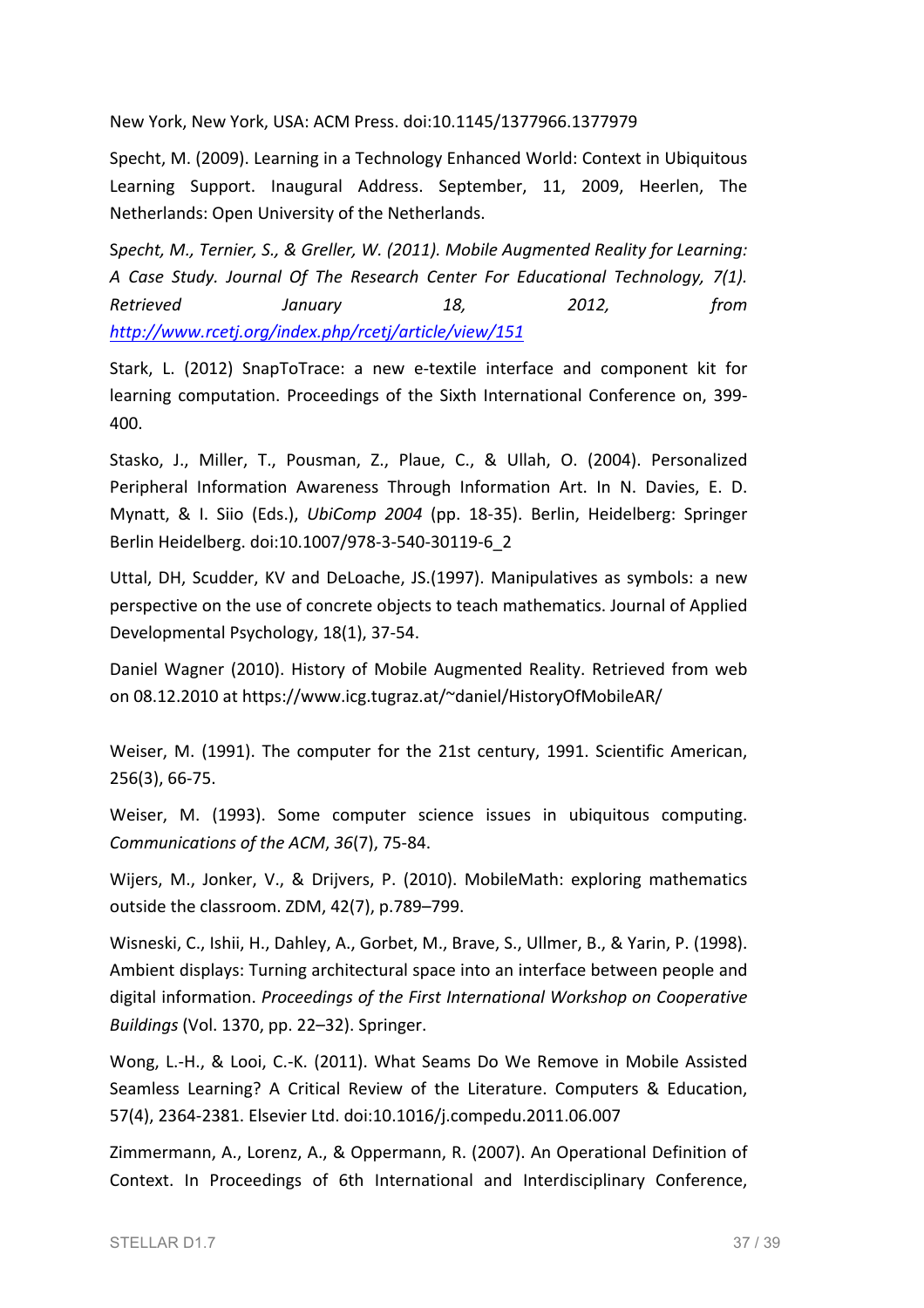New York, New York, USA: ACM Press. doi:10.1145/1377966.1377979

Specht, M. (2009). Learning in a Technology Enhanced World: Context in Ubiquitous Learning Support. Inaugural Address. September, 11, 2009, Heerlen, The Netherlands: Open University of the Netherlands.

S*pecht, M., Ternier, S., & Greller, W. (2011). Mobile Augmented Reality for Learning: A Case Study. Journal Of The Research Center For Educational Technology, 7(1). Retrieved January 18, 2012, from [http://www.rcetj.org/index.php/rcetj/article/view/151](http://www.rcetj.org/index.php/rcetj/article/view/151)*

Stark, L. (2012) SnapToTrace: a new e-textile interface and component kit for learning computation. Proceedings of the Sixth International Conference on, 399-400.

Stasko, J., Miller, T., Pousman, Z., Plaue, C., & Ullah, O. (2004). Personalized Peripheral Information Awareness Through Information Art. In N. Davies, E. D. Mynatt, & I. Siio (Eds.), *UbiComp 2004* (pp. 18-35). Berlin, Heidelberg: Springer Berlin Heidelberg. doi:10.1007/978-3-540-30119-6_2

Uttal, DH, Scudder, KV and DeLoache, JS.(1997). Manipulatives as symbols: a new perspective on the use of concrete objects to teach mathematics. Journal of Applied Developmental Psychology, 18(1), 37-54.

Daniel Wagner (2010). History of Mobile Augmented Reality. Retrieved from web on 08.12.2010 at https://www.icg.tugraz.at/~daniel/HistoryOfMobileAR/

Weiser, M. (1991). The computer for the 21st century, 1991. Scientific American, 256(3), 66-75.

Weiser, M. (1993). Some computer science issues in ubiquitous computing. *Communications of the ACM*, *36*(7), 75-84.

Wijers, M., Jonker, V., & Drijvers, P. (2010). MobileMath: exploring mathematics outside the classroom. ZDM, 42(7), p.789–799.

Wisneski, C., Ishii, H., Dahley, A., Gorbet, M., Brave, S., Ullmer, B., & Yarin, P. (1998). Ambient displays: Turning architectural space into an interface between people and digital information. *Proceedings of the First International Workshop on Cooperative Buildings* (Vol. 1370, pp. 22–32). Springer.

Wong, L.-H., & Looi, C.-K. (2011). What Seams Do We Remove in Mobile Assisted Seamless Learning? A Critical Review of the Literature. Computers & Education, 57(4), 2364-2381. Elsevier Ltd. doi:10.1016/j.compedu.2011.06.007

Zimmermann, A., Lorenz, A., & Oppermann, R. (2007). An Operational Definition of Context. In Proceedings of 6th International and Interdisciplinary Conference,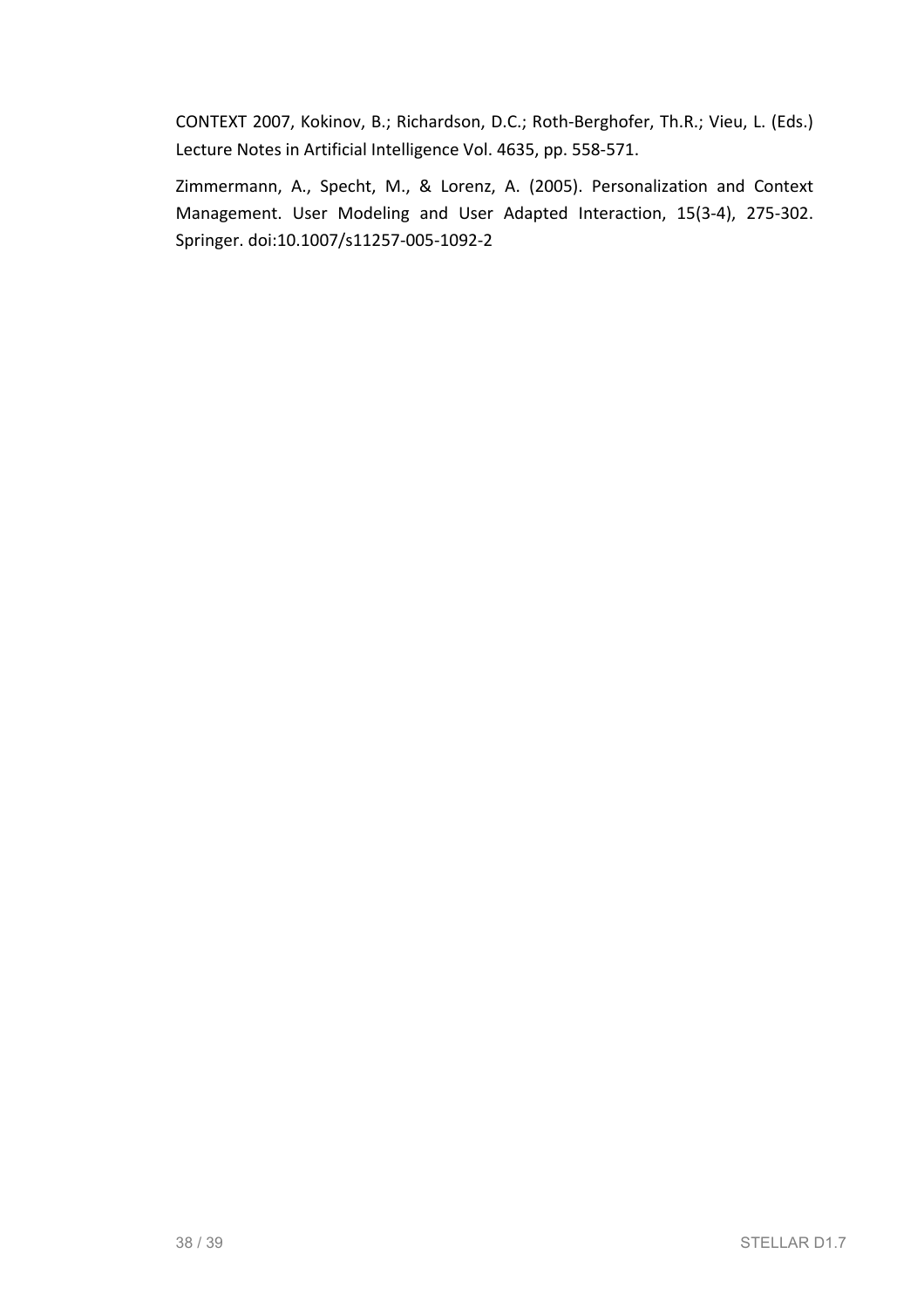CONTEXT 2007, Kokinov, B.; Richardson, D.C.; Roth-Berghofer, Th.R.; Vieu, L. (Eds.) Lecture Notes in Artificial Intelligence Vol. 4635, pp. 558-571.

Zimmermann, A., Specht, M., & Lorenz, A. (2005). Personalization and Context Management. User Modeling and User Adapted Interaction, 15(3-4), 275-302. Springer. doi:10.1007/s11257-005-1092-2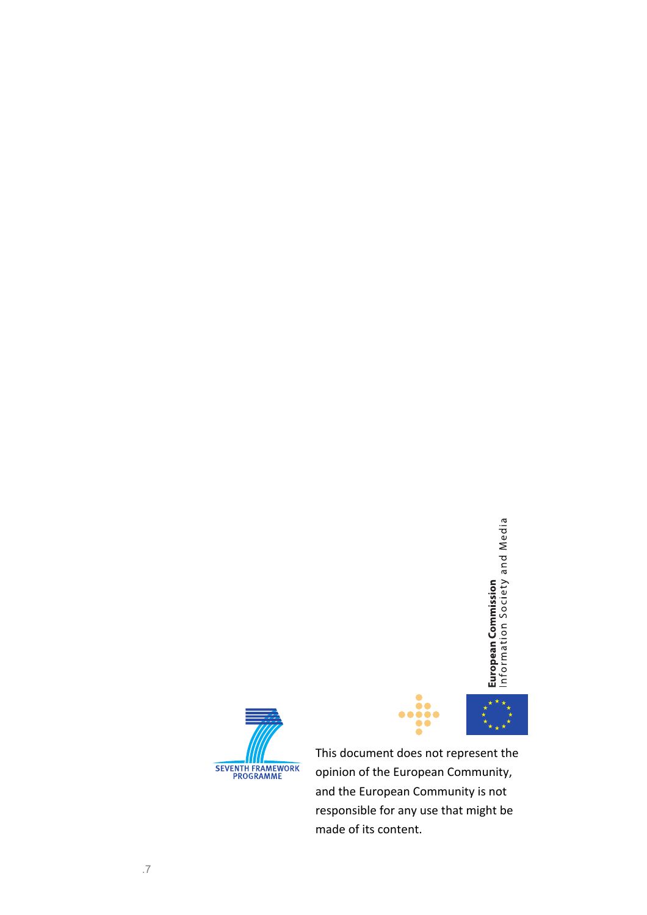**European Commission**
Information Society and Media

SEVENTH FRAMEWORK PROGRAMME

This document does not represent the opinion of the European Community, and the European Community is not responsible for any use that might be made of its content.

.7